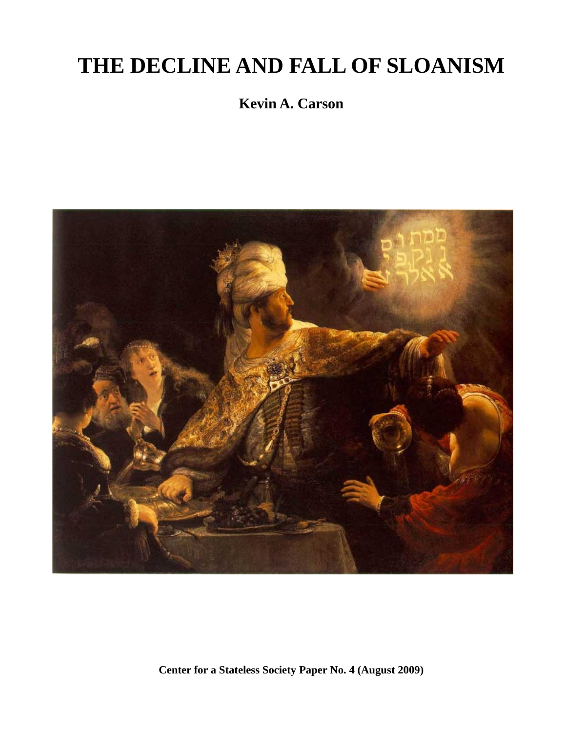# THE DECLINE AND FALL OF SLOANISM

**Kevin A. Carson**

**Center for a Stateless Society Paper No. 4 (August 2009)**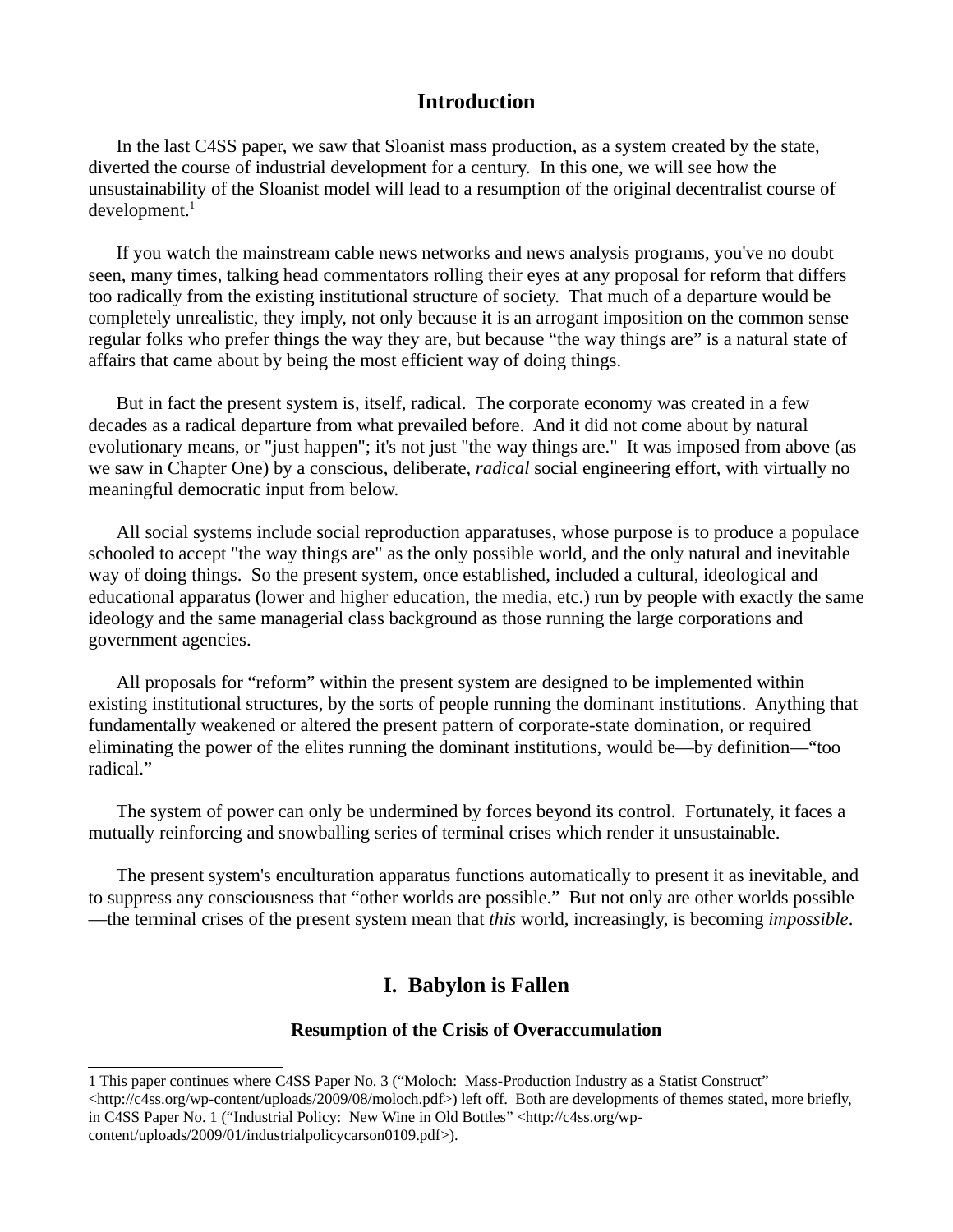## Introduction

In the last C4SS paper, we saw that Sloanist mass production, as a system created by the state, diverted the course of industrial development for a century. In this one, we will see how the unsustainability of the Sloanist model will lead to a resumption of the original decentralist course of development.[1]

If you watch the mainstream cable news networks and news analysis programs, you've no doubt seen, many times, talking head commentators rolling their eyes at any proposal for reform that differs too radically from the existing institutional structure of society. That much of a departure would be completely unrealistic, they imply, not only because it is an arrogant imposition on the common sense regular folks who prefer things the way they are, but because "the way things are" is a natural state of affairs that came about by being the most efficient way of doing things.

But in fact the present system is, itself, radical. The corporate economy was created in a few decades as a radical departure from what prevailed before. And it did not come about by natural evolutionary means, or "just happen"; it's not just "the way things are." It was imposed from above (as we saw in Chapter One) by a conscious, deliberate, *radical* social engineering effort, with virtually no meaningful democratic input from below.

All social systems include social reproduction apparatuses, whose purpose is to produce a populace schooled to accept "the way things are" as the only possible world, and the only natural and inevitable way of doing things. So the present system, once established, included a cultural, ideological and educational apparatus (lower and higher education, the media, etc.) run by people with exactly the same ideology and the same managerial class background as those running the large corporations and government agencies.

All proposals for "reform" within the present system are designed to be implemented within existing institutional structures, by the sorts of people running the dominant institutions. Anything that fundamentally weakened or altered the present pattern of corporate-state domination, or required eliminating the power of the elites running the dominant institutions, would be—by definition—"too radical."

The system of power can only be undermined by forces beyond its control. Fortunately, it faces a mutually reinforcing and snowballing series of terminal crises which render it unsustainable.

The present system's enculturation apparatus functions automatically to present it as inevitable, and to suppress any consciousness that "other worlds are possible." But not only are other worlds possible—the terminal crises of the present system mean that *this* world, increasingly, is becoming *impossible*.

## I. Babylon is Fallen

### Resumption of the Crisis of Overaccumulation

1 This paper continues where C4SS Paper No. 3 ("Moloch: Mass-Production Industry as a Statist Construct" <http://c4ss.org/wp-content/uploads/2009/08/moloch.pdf>) left off. Both are developments of themes stated, more briefly, in C4SS Paper No. 1 ("Industrial Policy: New Wine in Old Bottles" <http://c4ss.org/wp-content/uploads/2009/01/industrialpolicycarson0109.pdf>).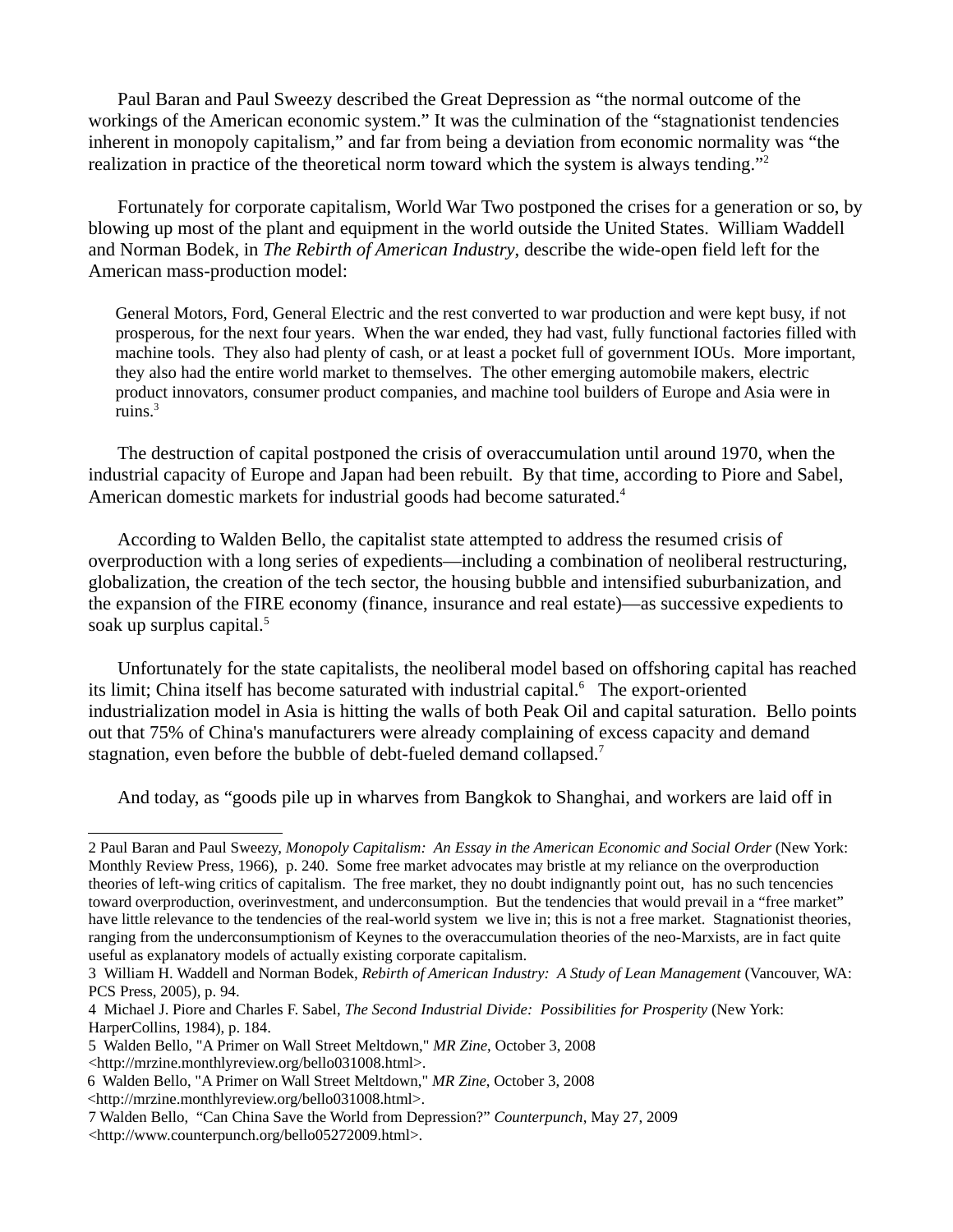Paul Baran and Paul Sweezy described the Great Depression as "the normal outcome of the workings of the American economic system." It was the culmination of the "stagnationist tendencies inherent in monopoly capitalism," and far from being a deviation from economic normality was "the realization in practice of the theoretical norm toward which the system is always tending."[2]

Fortunately for corporate capitalism, World War Two postponed the crises for a generation or so, by blowing up most of the plant and equipment in the world outside the United States. William Waddell and Norman Bodek, in *The Rebirth of American Industry*, describe the wide-open field left for the American mass-production model:

> General Motors, Ford, General Electric and the rest converted to war production and were kept busy, if not prosperous, for the next four years. When the war ended, they had vast, fully functional factories filled with machine tools. They also had plenty of cash, or at least a pocket full of government IOUs. More important, they also had the entire world market to themselves. The other emerging automobile makers, electric product innovators, consumer product companies, and machine tool builders of Europe and Asia were in ruins.[3]

The destruction of capital postponed the crisis of overaccumulation until around 1970, when the industrial capacity of Europe and Japan had been rebuilt. By that time, according to Piore and Sabel, American domestic markets for industrial goods had become saturated.[4]

According to Walden Bello, the capitalist state attempted to address the resumed crisis of overproduction with a long series of expedients—including a combination of neoliberal restructuring, globalization, the creation of the tech sector, the housing bubble and intensified suburbanization, and the expansion of the FIRE economy (finance, insurance and real estate)—as successive expedients to soak up surplus capital.[5]

Unfortunately for the state capitalists, the neoliberal model based on offshoring capital has reached its limit; China itself has become saturated with industrial capital.[6] The export-oriented industrialization model in Asia is hitting the walls of both Peak Oil and capital saturation. Bello points out that 75% of China's manufacturers were already complaining of excess capacity and demand stagnation, even before the bubble of debt-fueled demand collapsed.[7]

And today, as "goods pile up in wharves from Bangkok to Shanghai, and workers are laid off in

---

2 Paul Baran and Paul Sweezy, *Monopoly Capitalism: An Essay in the American Economic and Social Order* (New York: Monthly Review Press, 1966), p. 240. Some free market advocates may bristle at my reliance on the overproduction theories of left-wing critics of capitalism. The free market, they no doubt indignantly point out, has no such tencencies toward overproduction, overinvestment, and underconsumption. But the tendencies that would prevail in a "free market" have little relevance to the tendencies of the real-world system we live in; this is not a free market. Stagnationist theories, ranging from the underconsumptionism of Keynes to the overaccumulation theories of the neo-Marxists, are in fact quite useful as explanatory models of actually existing corporate capitalism.

3 William H. Waddell and Norman Bodek, *Rebirth of American Industry: A Study of Lean Management* (Vancouver, WA: PCS Press, 2005), p. 94.

4 Michael J. Piore and Charles F. Sabel, *The Second Industrial Divide: Possibilities for Prosperity* (New York: HarperCollins, 1984), p. 184.

5 Walden Bello, "A Primer on Wall Street Meltdown," *MR Zine*, October 3, 2008 <http://mrzine.monthlyreview.org/bello031008.html>.

6 Walden Bello, "A Primer on Wall Street Meltdown," *MR Zine*, October 3, 2008 <http://mrzine.monthlyreview.org/bello031008.html>.

7 Walden Bello, "Can China Save the World from Depression?" *Counterpunch*, May 27, 2009 <http://www.counterpunch.org/bello05272009.html>.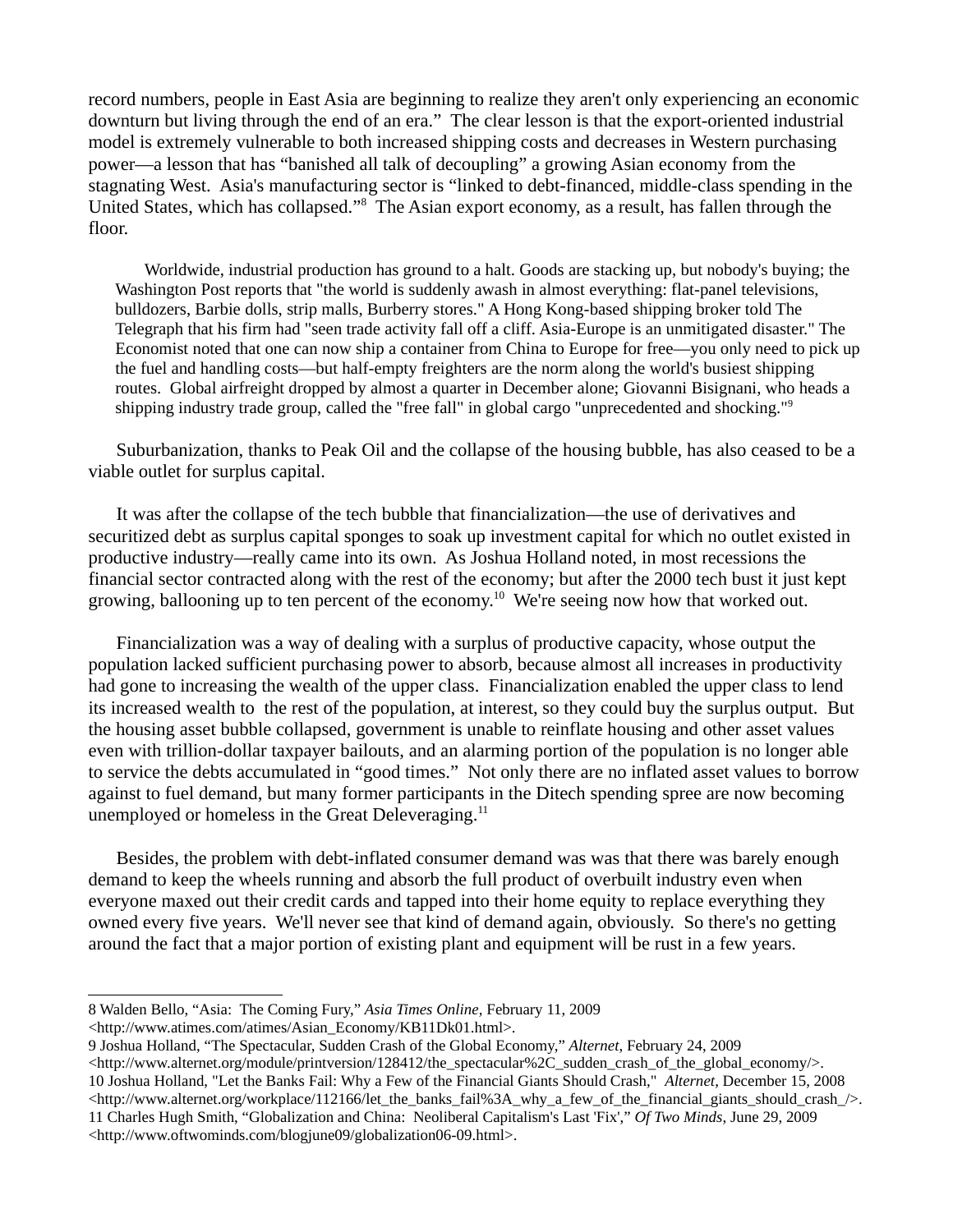record numbers, people in East Asia are beginning to realize they aren't only experiencing an economic downturn but living through the end of an era." The clear lesson is that the export-oriented industrial model is extremely vulnerable to both increased shipping costs and decreases in Western purchasing power—a lesson that has "banished all talk of decoupling" a growing Asian economy from the stagnating West. Asia's manufacturing sector is "linked to debt-financed, middle-class spending in the United States, which has collapsed."[8] The Asian export economy, as a result, has fallen through the floor.

> Worldwide, industrial production has ground to a halt. Goods are stacking up, but nobody's buying; the Washington Post reports that "the world is suddenly awash in almost everything: flat-panel televisions, bulldozers, Barbie dolls, strip malls, Burberry stores." A Hong Kong-based shipping broker told The Telegraph that his firm had "seen trade activity fall off a cliff. Asia-Europe is an unmitigated disaster." The Economist noted that one can now ship a container from China to Europe for free—you only need to pick up the fuel and handling costs—but half-empty freighters are the norm along the world's busiest shipping routes. Global airfreight dropped by almost a quarter in December alone; Giovanni Bisignani, who heads a shipping industry trade group, called the "free fall" in global cargo "unprecedented and shocking."[9]

Suburbanization, thanks to Peak Oil and the collapse of the housing bubble, has also ceased to be a viable outlet for surplus capital.

It was after the collapse of the tech bubble that financialization—the use of derivatives and securitized debt as surplus capital sponges to soak up investment capital for which no outlet existed in productive industry—really came into its own. As Joshua Holland noted, in most recessions the financial sector contracted along with the rest of the economy; but after the 2000 tech bust it just kept growing, ballooning up to ten percent of the economy.[10] We're seeing now how that worked out.

Financialization was a way of dealing with a surplus of productive capacity, whose output the population lacked sufficient purchasing power to absorb, because almost all increases in productivity had gone to increasing the wealth of the upper class. Financialization enabled the upper class to lend its increased wealth to the rest of the population, at interest, so they could buy the surplus output. But the housing asset bubble collapsed, government is unable to reinflate housing and other asset values even with trillion-dollar taxpayer bailouts, and an alarming portion of the population is no longer able to service the debts accumulated in "good times." Not only there are no inflated asset values to borrow against to fuel demand, but many former participants in the Ditech spending spree are now becoming unemployed or homeless in the Great Deleveraging.[11]

Besides, the problem with debt-inflated consumer demand was was that there was barely enough demand to keep the wheels running and absorb the full product of overbuilt industry even when everyone maxed out their credit cards and tapped into their home equity to replace everything they owned every five years. We'll never see that kind of demand again, obviously. So there's no getting around the fact that a major portion of existing plant and equipment will be rust in a few years.

---

8 Walden Bello, "Asia: The Coming Fury," *Asia Times Online*, February 11, 2009 <http://www.atimes.com/atimes/Asian_Economy/KB11Dk01.html>.

9 Joshua Holland, "The Spectacular, Sudden Crash of the Global Economy," *Alternet*, February 24, 2009 <http://www.alternet.org/module/printversion/128412/the_spectacular%2C_sudden_crash_of_the_global_economy/>.

10 Joshua Holland, "Let the Banks Fail: Why a Few of the Financial Giants Should Crash," *Alternet*, December 15, 2008 <http://www.alternet.org/workplace/112166/let_the_banks_fail%3A_why_a_few_of_the_financial_giants_should_crash_/>.

11 Charles Hugh Smith, "Globalization and China: Neoliberal Capitalism's Last 'Fix'," *Of Two Minds*, June 29, 2009 <http://www.oftwominds.com/blogjune09/globalization06-09.html>.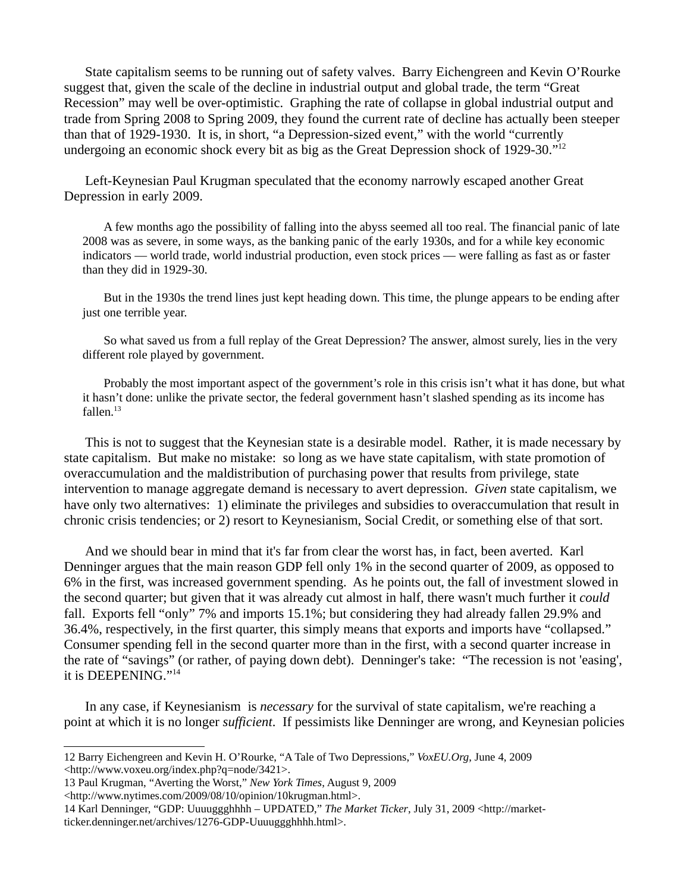State capitalism seems to be running out of safety valves. Barry Eichengreen and Kevin O'Rourke suggest that, given the scale of the decline in industrial output and global trade, the term "Great Recession" may well be over-optimistic. Graphing the rate of collapse in global industrial output and trade from Spring 2008 to Spring 2009, they found the current rate of decline has actually been steeper than that of 1929-1930. It is, in short, "a Depression-sized event," with the world "currently undergoing an economic shock every bit as big as the Great Depression shock of 1929-30."[12]

Left-Keynesian Paul Krugman speculated that the economy narrowly escaped another Great Depression in early 2009.

> A few months ago the possibility of falling into the abyss seemed all too real. The financial panic of late 2008 was as severe, in some ways, as the banking panic of the early 1930s, and for a while key economic indicators — world trade, world industrial production, even stock prices — were falling as fast as or faster than they did in 1929-30.
>
> But in the 1930s the trend lines just kept heading down. This time, the plunge appears to be ending after just one terrible year.
>
> So what saved us from a full replay of the Great Depression? The answer, almost surely, lies in the very different role played by government.
>
> Probably the most important aspect of the government's role in this crisis isn't what it has done, but what it hasn't done: unlike the private sector, the federal government hasn't slashed spending as its income has fallen.[13]

This is not to suggest that the Keynesian state is a desirable model. Rather, it is made necessary by state capitalism. But make no mistake: so long as we have state capitalism, with state promotion of overaccumulation and the maldistribution of purchasing power that results from privilege, state intervention to manage aggregate demand is necessary to avert depression. *Given* state capitalism, we have only two alternatives: 1) eliminate the privileges and subsidies to overaccumulation that result in chronic crisis tendencies; or 2) resort to Keynesianism, Social Credit, or something else of that sort.

And we should bear in mind that it's far from clear the worst has, in fact, been averted. Karl Denninger argues that the main reason GDP fell only 1% in the second quarter of 2009, as opposed to 6% in the first, was increased government spending. As he points out, the fall of investment slowed in the second quarter; but given that it was already cut almost in half, there wasn't much further it *could* fall. Exports fell "only" 7% and imports 15.1%; but considering they had already fallen 29.9% and 36.4%, respectively, in the first quarter, this simply means that exports and imports have "collapsed." Consumer spending fell in the second quarter more than in the first, with a second quarter increase in the rate of "savings" (or rather, of paying down debt). Denninger's take: "The recession is not 'easing', it is DEEPENING."[14]

In any case, if Keynesianism is *necessary* for the survival of state capitalism, we're reaching a point at which it is no longer *sufficient*. If pessimists like Denninger are wrong, and Keynesian policies

---

12 Barry Eichengreen and Kevin H. O'Rourke, "A Tale of Two Depressions," *VoxEU.Org*, June 4, 2009 <http://www.voxeu.org/index.php?q=node/3421>.

13 Paul Krugman, "Averting the Worst," *New York Times*, August 9, 2009 <http://www.nytimes.com/2009/08/10/opinion/10krugman.html>.

14 Karl Denninger, "GDP: Uuuuggghhhh – UPDATED," *The Market Ticker*, July 31, 2009 <http://market-ticker.denninger.net/archives/1276-GDP-Uuuuggghhhh.html>.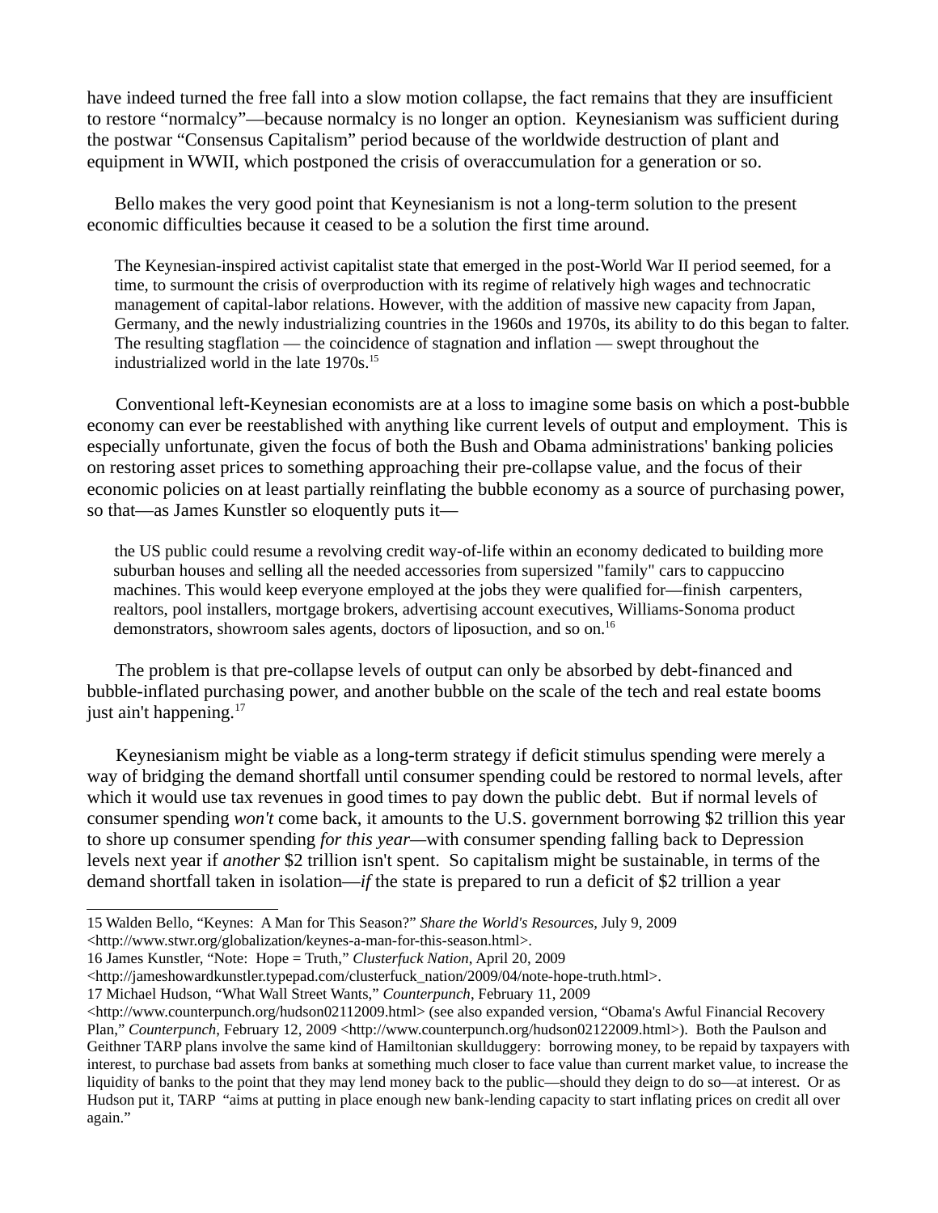have indeed turned the free fall into a slow motion collapse, the fact remains that they are insufficient to restore "normalcy"—because normalcy is no longer an option. Keynesianism was sufficient during the postwar "Consensus Capitalism" period because of the worldwide destruction of plant and equipment in WWII, which postponed the crisis of overaccumulation for a generation or so.

Bello makes the very good point that Keynesianism is not a long-term solution to the present economic difficulties because it ceased to be a solution the first time around.

> The Keynesian-inspired activist capitalist state that emerged in the post-World War II period seemed, for a time, to surmount the crisis of overproduction with its regime of relatively high wages and technocratic management of capital-labor relations. However, with the addition of massive new capacity from Japan, Germany, and the newly industrializing countries in the 1960s and 1970s, its ability to do this began to falter. The resulting stagflation — the coincidence of stagnation and inflation — swept throughout the industrialized world in the late 1970s.[15]

Conventional left-Keynesian economists are at a loss to imagine some basis on which a post-bubble economy can ever be reestablished with anything like current levels of output and employment. This is especially unfortunate, given the focus of both the Bush and Obama administrations' banking policies on restoring asset prices to something approaching their pre-collapse value, and the focus of their economic policies on at least partially reinflating the bubble economy as a source of purchasing power, so that—as James Kunstler so eloquently puts it—

> the US public could resume a revolving credit way-of-life within an economy dedicated to building more suburban houses and selling all the needed accessories from supersized "family" cars to cappuccino machines. This would keep everyone employed at the jobs they were qualified for—finish carpenters, realtors, pool installers, mortgage brokers, advertising account executives, Williams-Sonoma product demonstrators, showroom sales agents, doctors of liposuction, and so on.[16]

The problem is that pre-collapse levels of output can only be absorbed by debt-financed and bubble-inflated purchasing power, and another bubble on the scale of the tech and real estate booms just ain't happening.[17]

Keynesianism might be viable as a long-term strategy if deficit stimulus spending were merely a way of bridging the demand shortfall until consumer spending could be restored to normal levels, after which it would use tax revenues in good times to pay down the public debt. But if normal levels of consumer spending *won't* come back, it amounts to the U.S. government borrowing $2 trillion this year to shore up consumer spending *for this year*—with consumer spending falling back to Depression levels next year if *another* $2 trillion isn't spent. So capitalism might be sustainable, in terms of the demand shortfall taken in isolation—*if* the state is prepared to run a deficit of $2 trillion a year

---

15 Walden Bello, "Keynes: A Man for This Season?" *Share the World's Resources*, July 9, 2009 <http://www.stwr.org/globalization/keynes-a-man-for-this-season.html>.

16 James Kunstler, "Note: Hope = Truth," *Clusterfuck Nation*, April 20, 2009 <http://jameshowardkunstler.typepad.com/clusterfuck_nation/2009/04/note-hope-truth.html>.

17 Michael Hudson, "What Wall Street Wants," *Counterpunch*, February 11, 2009 <http://www.counterpunch.org/hudson02112009.html> (see also expanded version, "Obama's Awful Financial Recovery Plan," *Counterpunch*, February 12, 2009 <http://www.counterpunch.org/hudson02122009.html>). Both the Paulson and Geithner TARP plans involve the same kind of Hamiltonian skullduggery: borrowing money, to be repaid by taxpayers with interest, to purchase bad assets from banks at something much closer to face value than current market value, to increase the liquidity of banks to the point that they may lend money back to the public—should they deign to do so—at interest. Or as Hudson put it, TARP "aims at putting in place enough new bank-lending capacity to start inflating prices on credit all over again."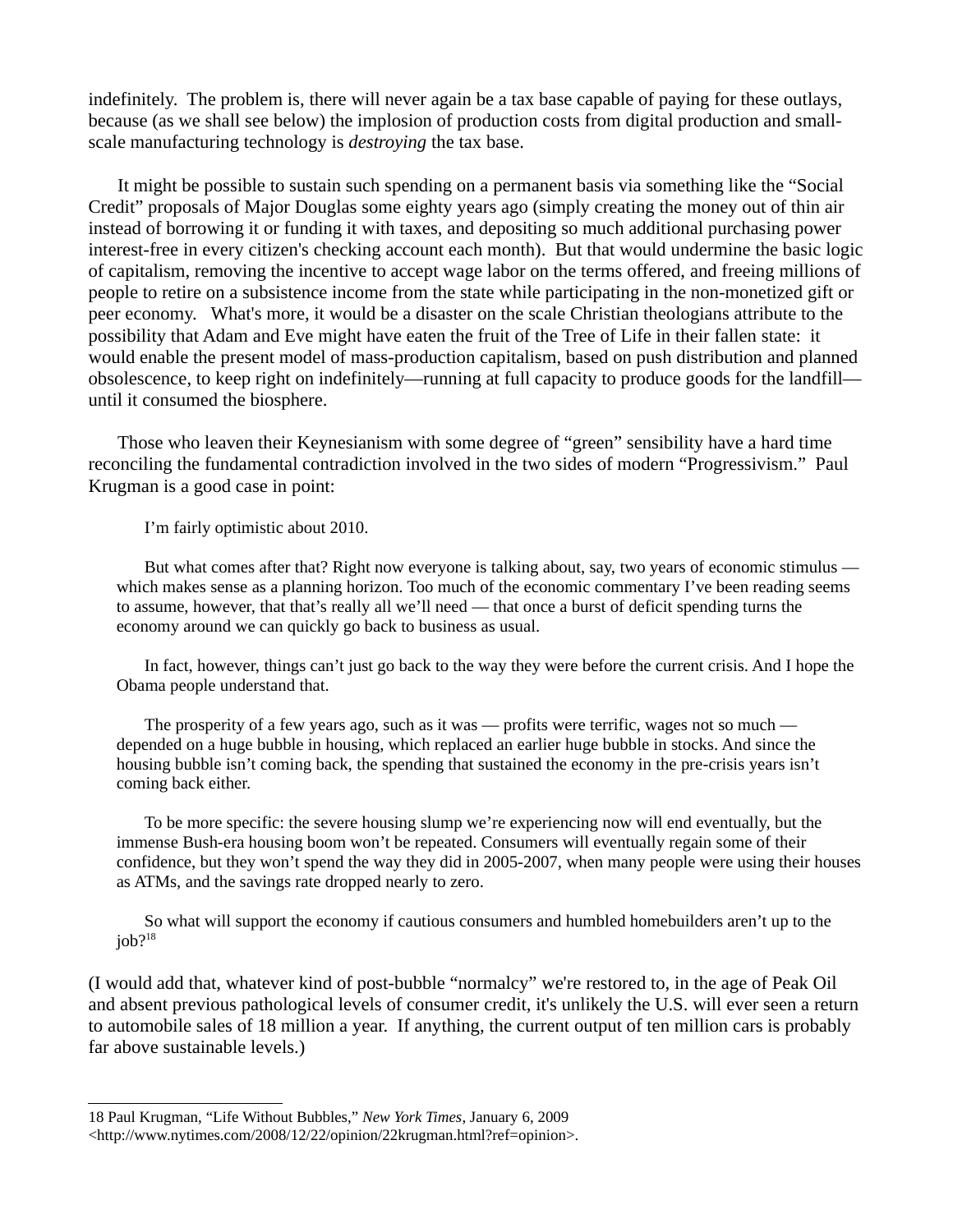indefinitely. The problem is, there will never again be a tax base capable of paying for these outlays, because (as we shall see below) the implosion of production costs from digital production and small-scale manufacturing technology is *destroying* the tax base.

It might be possible to sustain such spending on a permanent basis via something like the "Social Credit" proposals of Major Douglas some eighty years ago (simply creating the money out of thin air instead of borrowing it or funding it with taxes, and depositing so much additional purchasing power interest-free in every citizen's checking account each month). But that would undermine the basic logic of capitalism, removing the incentive to accept wage labor on the terms offered, and freeing millions of people to retire on a subsistence income from the state while participating in the non-monetized gift or peer economy. What's more, it would be a disaster on the scale Christian theologians attribute to the possibility that Adam and Eve might have eaten the fruit of the Tree of Life in their fallen state: it would enable the present model of mass-production capitalism, based on push distribution and planned obsolescence, to keep right on indefinitely—running at full capacity to produce goods for the landfill—until it consumed the biosphere.

Those who leaven their Keynesianism with some degree of "green" sensibility have a hard time reconciling the fundamental contradiction involved in the two sides of modern "Progressivism." Paul Krugman is a good case in point:

> I'm fairly optimistic about 2010.
>
> But what comes after that? Right now everyone is talking about, say, two years of economic stimulus — which makes sense as a planning horizon. Too much of the economic commentary I've been reading seems to assume, however, that that's really all we'll need — that once a burst of deficit spending turns the economy around we can quickly go back to business as usual.
>
> In fact, however, things can't just go back to the way they were before the current crisis. And I hope the Obama people understand that.
>
> The prosperity of a few years ago, such as it was — profits were terrific, wages not so much — depended on a huge bubble in housing, which replaced an earlier huge bubble in stocks. And since the housing bubble isn't coming back, the spending that sustained the economy in the pre-crisis years isn't coming back either.
>
> To be more specific: the severe housing slump we're experiencing now will end eventually, but the immense Bush-era housing boom won't be repeated. Consumers will eventually regain some of their confidence, but they won't spend the way they did in 2005-2007, when many people were using their houses as ATMs, and the savings rate dropped nearly to zero.
>
> So what will support the economy if cautious consumers and humbled homebuilders aren't up to the job?[18]

(I would add that, whatever kind of post-bubble "normalcy" we're restored to, in the age of Peak Oil and absent previous pathological levels of consumer credit, it's unlikely the U.S. will ever seen a return to automobile sales of 18 million a year. If anything, the current output of ten million cars is probably far above sustainable levels.)

---

18 Paul Krugman, "Life Without Bubbles," *New York Times*, January 6, 2009 <http://www.nytimes.com/2008/12/22/opinion/22krugman.html?ref=opinion>.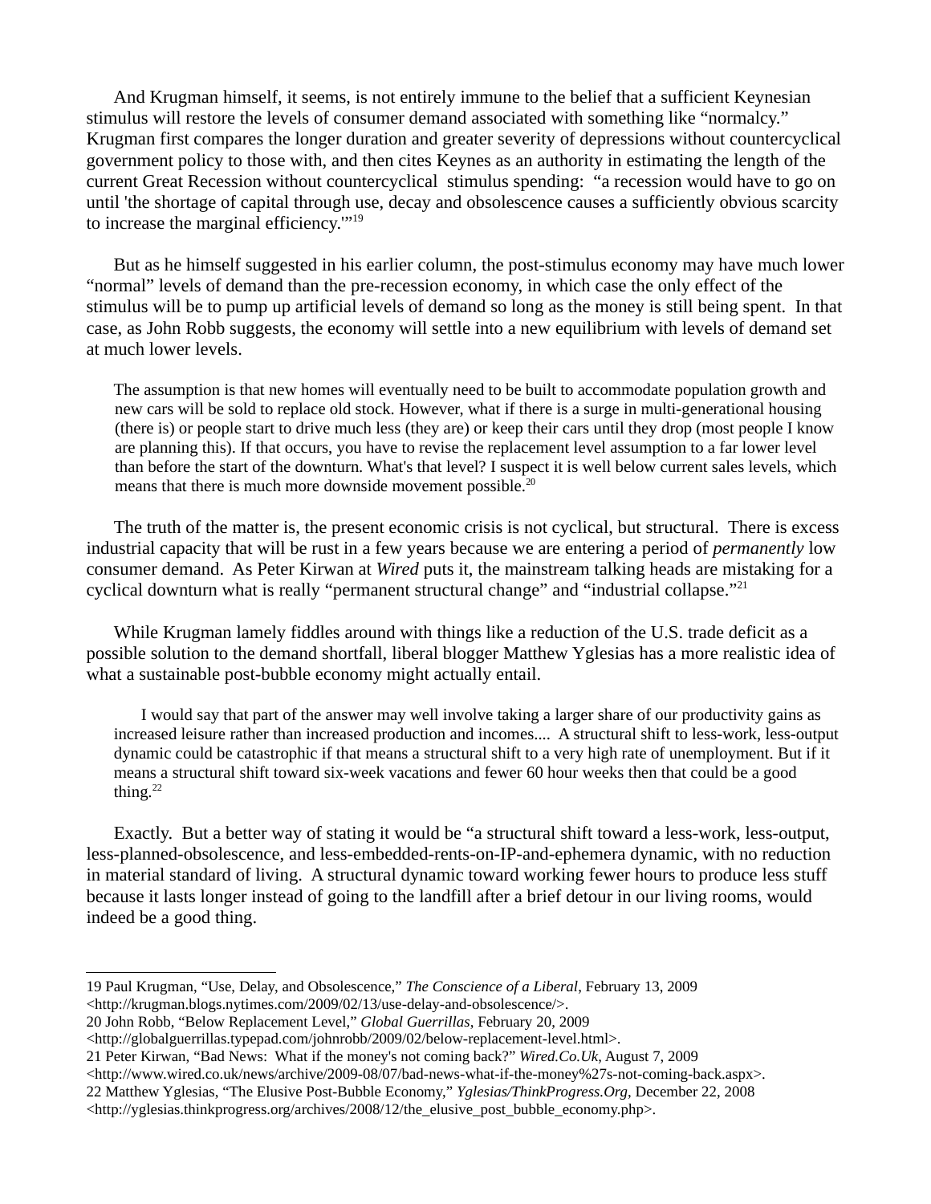And Krugman himself, it seems, is not entirely immune to the belief that a sufficient Keynesian stimulus will restore the levels of consumer demand associated with something like "normalcy." Krugman first compares the longer duration and greater severity of depressions without countercyclical government policy to those with, and then cites Keynes as an authority in estimating the length of the current Great Recession without countercyclical stimulus spending: "a recession would have to go on until 'the shortage of capital through use, decay and obsolescence causes a sufficiently obvious scarcity to increase the marginal efficiency.'"[19]

But as he himself suggested in his earlier column, the post-stimulus economy may have much lower "normal" levels of demand than the pre-recession economy, in which case the only effect of the stimulus will be to pump up artificial levels of demand so long as the money is still being spent. In that case, as John Robb suggests, the economy will settle into a new equilibrium with levels of demand set at much lower levels.

> The assumption is that new homes will eventually need to be built to accommodate population growth and new cars will be sold to replace old stock. However, what if there is a surge in multi-generational housing (there is) or people start to drive much less (they are) or keep their cars until they drop (most people I know are planning this). If that occurs, you have to revise the replacement level assumption to a far lower level than before the start of the downturn. What's that level? I suspect it is well below current sales levels, which means that there is much more downside movement possible.[20]

The truth of the matter is, the present economic crisis is not cyclical, but structural. There is excess industrial capacity that will be rust in a few years because we are entering a period of *permanently* low consumer demand. As Peter Kirwan at *Wired* puts it, the mainstream talking heads are mistaking for a cyclical downturn what is really "permanent structural change" and "industrial collapse."[21]

While Krugman lamely fiddles around with things like a reduction of the U.S. trade deficit as a possible solution to the demand shortfall, liberal blogger Matthew Yglesias has a more realistic idea of what a sustainable post-bubble economy might actually entail.

> I would say that part of the answer may well involve taking a larger share of our productivity gains as increased leisure rather than increased production and incomes.... A structural shift to less-work, less-output dynamic could be catastrophic if that means a structural shift to a very high rate of unemployment. But if it means a structural shift toward six-week vacations and fewer 60 hour weeks then that could be a good thing.[22]

Exactly. But a better way of stating it would be "a structural shift toward a less-work, less-output, less-planned-obsolescence, and less-embedded-rents-on-IP-and-ephemera dynamic, with no reduction in material standard of living. A structural dynamic toward working fewer hours to produce less stuff because it lasts longer instead of going to the landfill after a brief detour in our living rooms, would indeed be a good thing.

---

19 Paul Krugman, "Use, Delay, and Obsolescence," *The Conscience of a Liberal*, February 13, 2009 <http://krugman.blogs.nytimes.com/2009/02/13/use-delay-and-obsolescence/>.

20 John Robb, "Below Replacement Level," *Global Guerrillas*, February 20, 2009 <http://globalguerrillas.typepad.com/johnrobb/2009/02/below-replacement-level.html>.

21 Peter Kirwan, "Bad News: What if the money's not coming back?" *Wired.Co.Uk*, August 7, 2009 <http://www.wired.co.uk/news/archive/2009-08/07/bad-news-what-if-the-money%27s-not-coming-back.aspx>.

22 Matthew Yglesias, "The Elusive Post-Bubble Economy," *Yglesias/ThinkProgress.Org*, December 22, 2008 <http://yglesias.thinkprogress.org/archives/2008/12/the_elusive_post_bubble_economy.php>.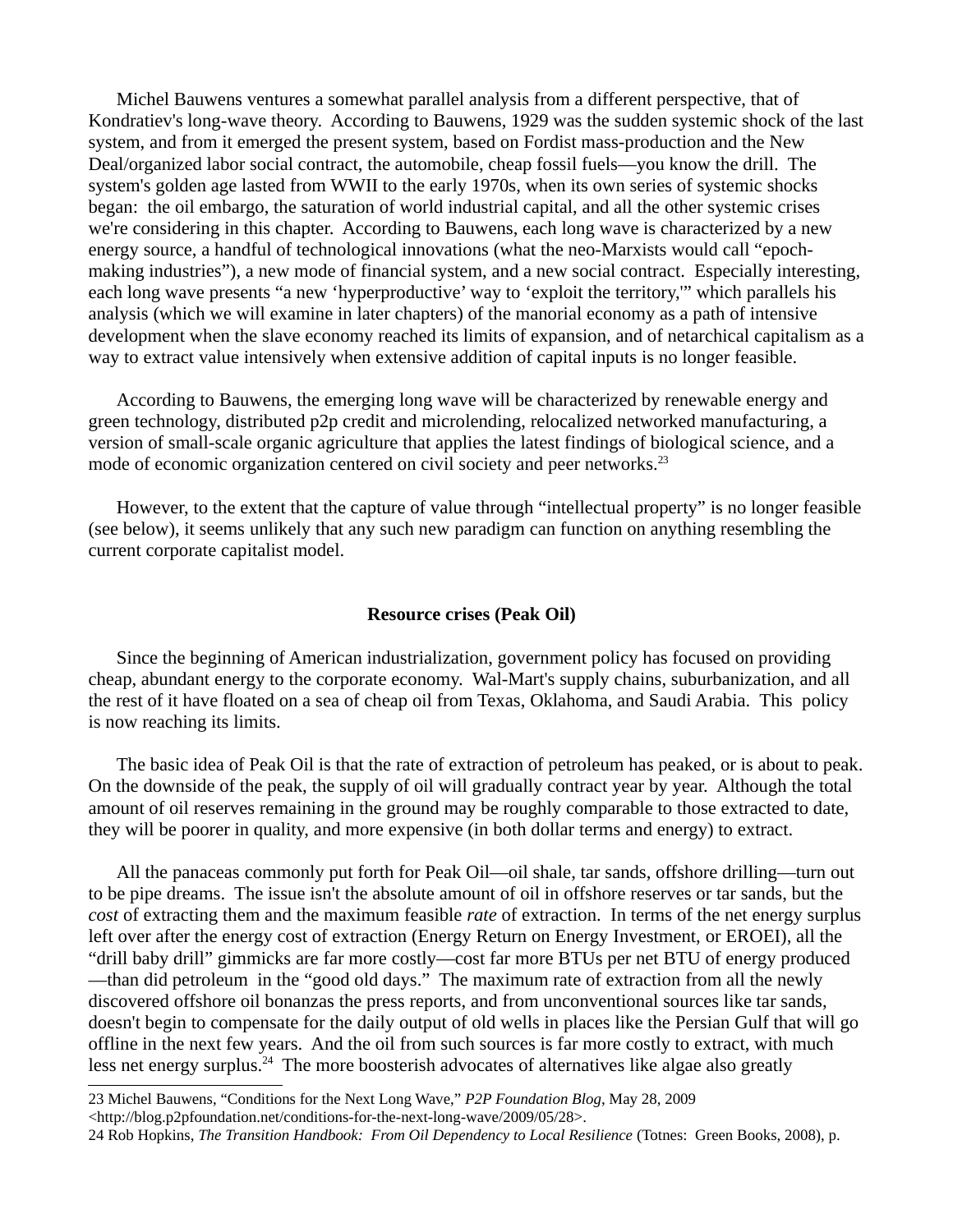Michel Bauwens ventures a somewhat parallel analysis from a different perspective, that of Kondratiev's long-wave theory. According to Bauwens, 1929 was the sudden systemic shock of the last system, and from it emerged the present system, based on Fordist mass-production and the New Deal/organized labor social contract, the automobile, cheap fossil fuels—you know the drill. The system's golden age lasted from WWII to the early 1970s, when its own series of systemic shocks began: the oil embargo, the saturation of world industrial capital, and all the other systemic crises we're considering in this chapter. According to Bauwens, each long wave is characterized by a new energy source, a handful of technological innovations (what the neo-Marxists would call "epoch-making industries"), a new mode of financial system, and a new social contract. Especially interesting, each long wave presents "a new 'hyperproductive' way to 'exploit the territory,'" which parallels his analysis (which we will examine in later chapters) of the manorial economy as a path of intensive development when the slave economy reached its limits of expansion, and of netarchical capitalism as a way to extract value intensively when extensive addition of capital inputs is no longer feasible.

According to Bauwens, the emerging long wave will be characterized by renewable energy and green technology, distributed p2p credit and microlending, relocalized networked manufacturing, a version of small-scale organic agriculture that applies the latest findings of biological science, and a mode of economic organization centered on civil society and peer networks.[23]

However, to the extent that the capture of value through "intellectual property" is no longer feasible (see below), it seems unlikely that any such new paradigm can function on anything resembling the current corporate capitalist model.

**Resource crises (Peak Oil)**

Since the beginning of American industrialization, government policy has focused on providing cheap, abundant energy to the corporate economy. Wal-Mart's supply chains, suburbanization, and all the rest of it have floated on a sea of cheap oil from Texas, Oklahoma, and Saudi Arabia. This policy is now reaching its limits.

The basic idea of Peak Oil is that the rate of extraction of petroleum has peaked, or is about to peak. On the downside of the peak, the supply of oil will gradually contract year by year. Although the total amount of oil reserves remaining in the ground may be roughly comparable to those extracted to date, they will be poorer in quality, and more expensive (in both dollar terms and energy) to extract.

All the panaceas commonly put forth for Peak Oil—oil shale, tar sands, offshore drilling—turn out to be pipe dreams. The issue isn't the absolute amount of oil in offshore reserves or tar sands, but the *cost* of extracting them and the maximum feasible *rate* of extraction. In terms of the net energy surplus left over after the energy cost of extraction (Energy Return on Energy Investment, or EROEI), all the "drill baby drill" gimmicks are far more costly—cost far more BTUs per net BTU of energy produced—than did petroleum in the "good old days." The maximum rate of extraction from all the newly discovered offshore oil bonanzas the press reports, and from unconventional sources like tar sands, doesn't begin to compensate for the daily output of old wells in places like the Persian Gulf that will go offline in the next few years. And the oil from such sources is far more costly to extract, with much less net energy surplus.[24] The more boosterish advocates of alternatives like algae also greatly

23 Michel Bauwens, "Conditions for the Next Long Wave," *P2P Foundation Blog*, May 28, 2009 <http://blog.p2pfoundation.net/conditions-for-the-next-long-wave/2009/05/28>.

24 Rob Hopkins, *The Transition Handbook: From Oil Dependency to Local Resilience* (Totnes: Green Books, 2008), p.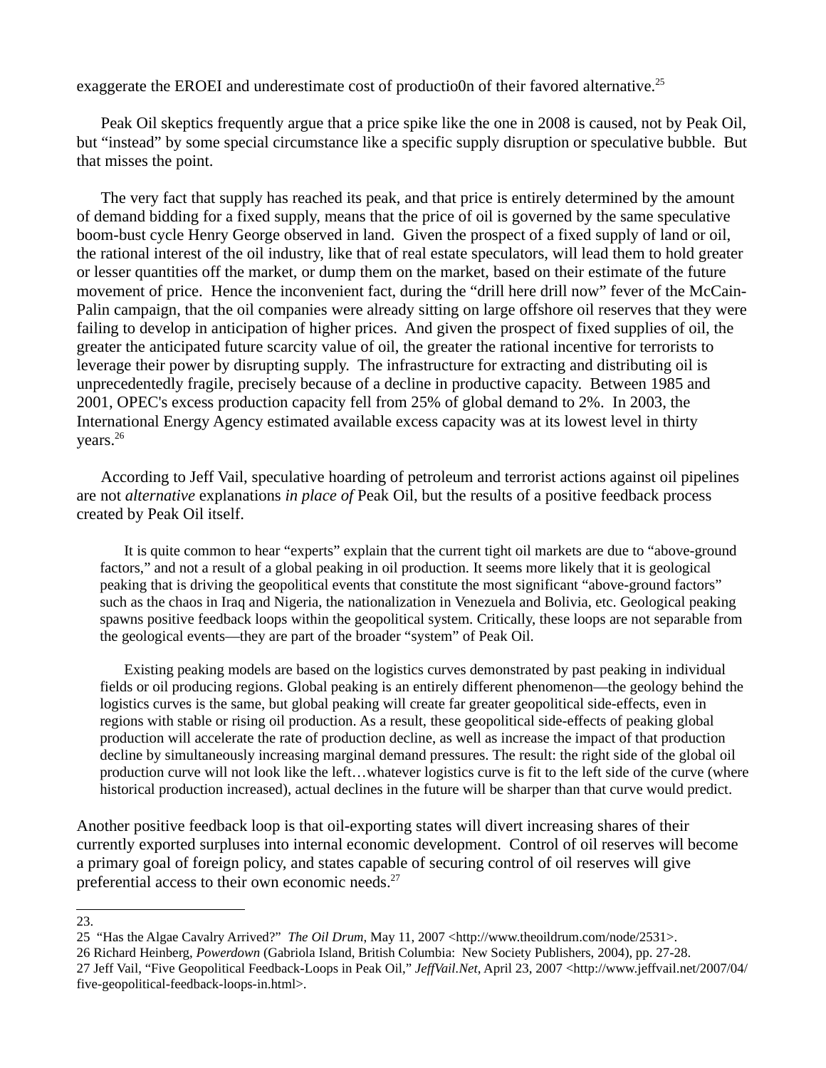exaggerate the EROEI and underestimate cost of productio0n of their favored alternative.[25]

Peak Oil skeptics frequently argue that a price spike like the one in 2008 is caused, not by Peak Oil, but "instead" by some special circumstance like a specific supply disruption or speculative bubble. But that misses the point.

The very fact that supply has reached its peak, and that price is entirely determined by the amount of demand bidding for a fixed supply, means that the price of oil is governed by the same speculative boom-bust cycle Henry George observed in land. Given the prospect of a fixed supply of land or oil, the rational interest of the oil industry, like that of real estate speculators, will lead them to hold greater or lesser quantities off the market, or dump them on the market, based on their estimate of the future movement of price. Hence the inconvenient fact, during the "drill here drill now" fever of the McCain-Palin campaign, that the oil companies were already sitting on large offshore oil reserves that they were failing to develop in anticipation of higher prices. And given the prospect of fixed supplies of oil, the greater the anticipated future scarcity value of oil, the greater the rational incentive for terrorists to leverage their power by disrupting supply. The infrastructure for extracting and distributing oil is unprecedentedly fragile, precisely because of a decline in productive capacity. Between 1985 and 2001, OPEC's excess production capacity fell from 25% of global demand to 2%. In 2003, the International Energy Agency estimated available excess capacity was at its lowest level in thirty years.[26]

According to Jeff Vail, speculative hoarding of petroleum and terrorist actions against oil pipelines are not *alternative* explanations *in place of* Peak Oil, but the results of a positive feedback process created by Peak Oil itself.

> It is quite common to hear "experts" explain that the current tight oil markets are due to "above-ground factors," and not a result of a global peaking in oil production. It seems more likely that it is geological peaking that is driving the geopolitical events that constitute the most significant "above-ground factors" such as the chaos in Iraq and Nigeria, the nationalization in Venezuela and Bolivia, etc. Geological peaking spawns positive feedback loops within the geopolitical system. Critically, these loops are not separable from the geological events—they are part of the broader "system" of Peak Oil.
>
> Existing peaking models are based on the logistics curves demonstrated by past peaking in individual fields or oil producing regions. Global peaking is an entirely different phenomenon—the geology behind the logistics curves is the same, but global peaking will create far greater geopolitical side-effects, even in regions with stable or rising oil production. As a result, these geopolitical side-effects of peaking global production will accelerate the rate of production decline, as well as increase the impact of that production decline by simultaneously increasing marginal demand pressures. The result: the right side of the global oil production curve will not look like the left…whatever logistics curve is fit to the left side of the curve (where historical production increased), actual declines in the future will be sharper than that curve would predict.

Another positive feedback loop is that oil-exporting states will divert increasing shares of their currently exported surpluses into internal economic development. Control of oil reserves will become a primary goal of foreign policy, and states capable of securing control of oil reserves will give preferential access to their own economic needs.[27]

---

23.

25 "Has the Algae Cavalry Arrived?" *The Oil Drum*, May 11, 2007 <http://www.theoildrum.com/node/2531>.

26 Richard Heinberg, *Powerdown* (Gabriola Island, British Columbia: New Society Publishers, 2004), pp. 27-28.

27 Jeff Vail, "Five Geopolitical Feedback-Loops in Peak Oil," *JeffVail.Net*, April 23, 2007 <http://www.jeffvail.net/2007/04/five-geopolitical-feedback-loops-in.html>.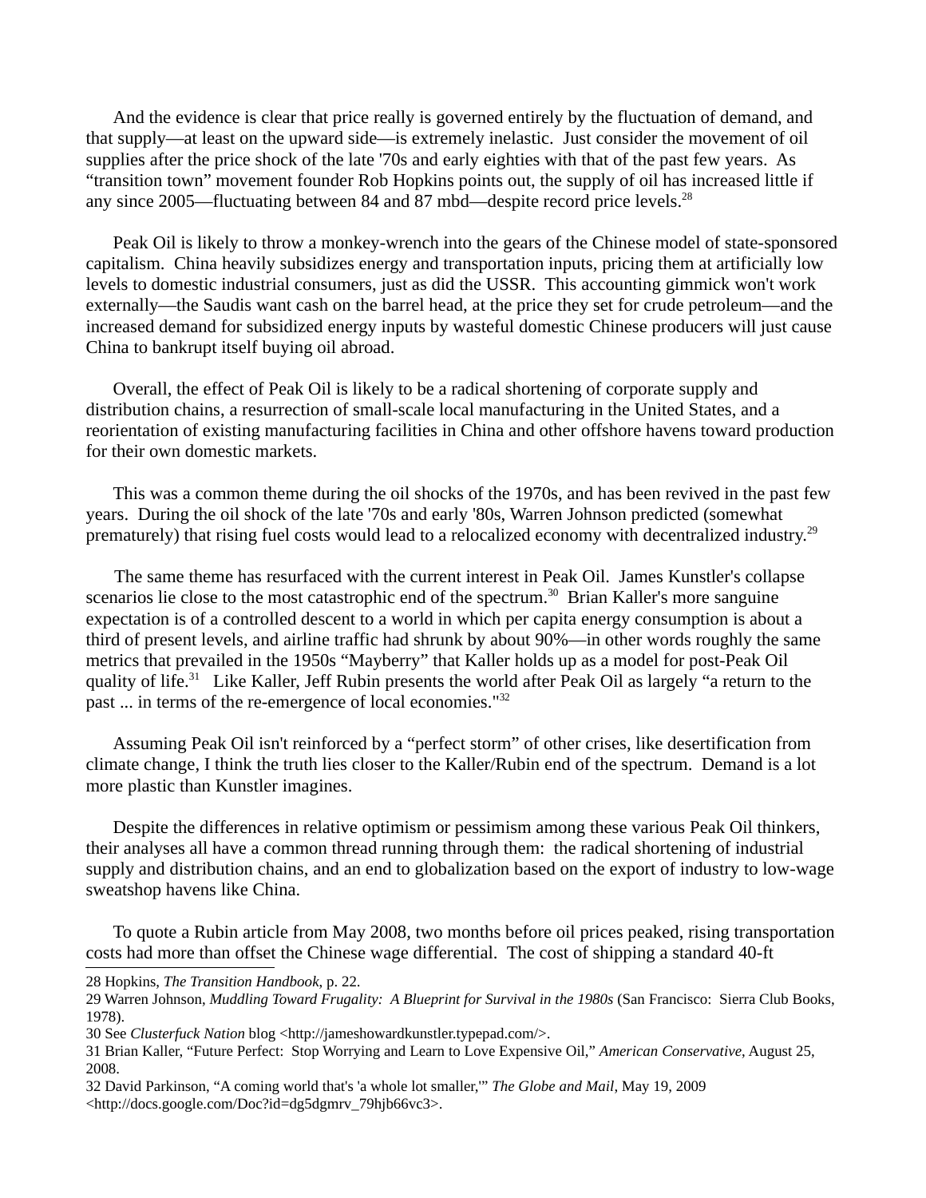And the evidence is clear that price really is governed entirely by the fluctuation of demand, and that supply—at least on the upward side—is extremely inelastic. Just consider the movement of oil supplies after the price shock of the late '70s and early eighties with that of the past few years. As "transition town" movement founder Rob Hopkins points out, the supply of oil has increased little if any since 2005—fluctuating between 84 and 87 mbd—despite record price levels.[28]

Peak Oil is likely to throw a monkey-wrench into the gears of the Chinese model of state-sponsored capitalism. China heavily subsidizes energy and transportation inputs, pricing them at artificially low levels to domestic industrial consumers, just as did the USSR. This accounting gimmick won't work externally—the Saudis want cash on the barrel head, at the price they set for crude petroleum—and the increased demand for subsidized energy inputs by wasteful domestic Chinese producers will just cause China to bankrupt itself buying oil abroad.

Overall, the effect of Peak Oil is likely to be a radical shortening of corporate supply and distribution chains, a resurrection of small-scale local manufacturing in the United States, and a reorientation of existing manufacturing facilities in China and other offshore havens toward production for their own domestic markets.

This was a common theme during the oil shocks of the 1970s, and has been revived in the past few years. During the oil shock of the late '70s and early '80s, Warren Johnson predicted (somewhat prematurely) that rising fuel costs would lead to a relocalized economy with decentralized industry.[29]

The same theme has resurfaced with the current interest in Peak Oil. James Kunstler's collapse scenarios lie close to the most catastrophic end of the spectrum.[30] Brian Kaller's more sanguine expectation is of a controlled descent to a world in which per capita energy consumption is about a third of present levels, and airline traffic had shrunk by about 90%—in other words roughly the same metrics that prevailed in the 1950s "Mayberry" that Kaller holds up as a model for post-Peak Oil quality of life.[31] Like Kaller, Jeff Rubin presents the world after Peak Oil as largely "a return to the past ... in terms of the re-emergence of local economies."[32]

Assuming Peak Oil isn't reinforced by a "perfect storm" of other crises, like desertification from climate change, I think the truth lies closer to the Kaller/Rubin end of the spectrum. Demand is a lot more plastic than Kunstler imagines.

Despite the differences in relative optimism or pessimism among these various Peak Oil thinkers, their analyses all have a common thread running through them: the radical shortening of industrial supply and distribution chains, and an end to globalization based on the export of industry to low-wage sweatshop havens like China.

To quote a Rubin article from May 2008, two months before oil prices peaked, rising transportation costs had more than offset the Chinese wage differential. The cost of shipping a standard 40-ft

---

28 Hopkins, *The Transition Handbook*, p. 22.

29 Warren Johnson, *Muddling Toward Frugality: A Blueprint for Survival in the 1980s* (San Francisco: Sierra Club Books, 1978).

30 See *Clusterfuck Nation* blog <http://jameshowardkunstler.typepad.com/>.

31 Brian Kaller, "Future Perfect: Stop Worrying and Learn to Love Expensive Oil," *American Conservative*, August 25, 2008.

32 David Parkinson, "A coming world that's 'a whole lot smaller,'" *The Globe and Mail*, May 19, 2009 <http://docs.google.com/Doc?id=dg5dgmrv_79hjb66vc3>.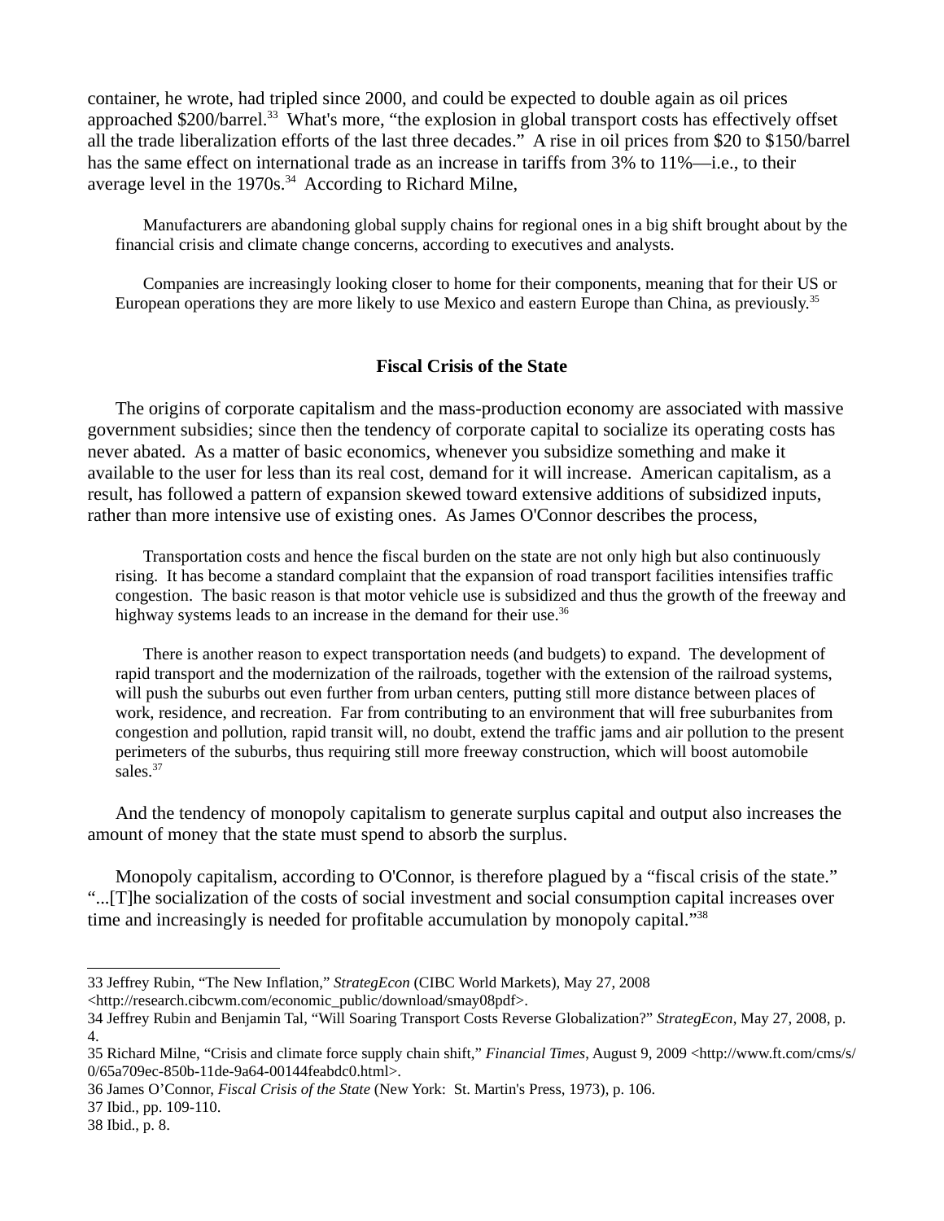container, he wrote, had tripled since 2000, and could be expected to double again as oil prices approached $200/barrel.[33] What's more, "the explosion in global transport costs has effectively offset all the trade liberalization efforts of the last three decades." A rise in oil prices from $20 to $150/barrel has the same effect on international trade as an increase in tariffs from 3% to 11%—i.e., to their average level in the 1970s.[34] According to Richard Milne,

> Manufacturers are abandoning global supply chains for regional ones in a big shift brought about by the financial crisis and climate change concerns, according to executives and analysts.
>
> Companies are increasingly looking closer to home for their components, meaning that for their US or European operations they are more likely to use Mexico and eastern Europe than China, as previously.[35]

### Fiscal Crisis of the State

The origins of corporate capitalism and the mass-production economy are associated with massive government subsidies; since then the tendency of corporate capital to socialize its operating costs has never abated. As a matter of basic economics, whenever you subsidize something and make it available to the user for less than its real cost, demand for it will increase. American capitalism, as a result, has followed a pattern of expansion skewed toward extensive additions of subsidized inputs, rather than more intensive use of existing ones. As James O'Connor describes the process,

> Transportation costs and hence the fiscal burden on the state are not only high but also continuously rising. It has become a standard complaint that the expansion of road transport facilities intensifies traffic congestion. The basic reason is that motor vehicle use is subsidized and thus the growth of the freeway and highway systems leads to an increase in the demand for their use.[36]
>
> There is another reason to expect transportation needs (and budgets) to expand. The development of rapid transport and the modernization of the railroads, together with the extension of the railroad systems, will push the suburbs out even further from urban centers, putting still more distance between places of work, residence, and recreation. Far from contributing to an environment that will free suburbanites from congestion and pollution, rapid transit will, no doubt, extend the traffic jams and air pollution to the present perimeters of the suburbs, thus requiring still more freeway construction, which will boost automobile sales.[37]

And the tendency of monopoly capitalism to generate surplus capital and output also increases the amount of money that the state must spend to absorb the surplus.

Monopoly capitalism, according to O'Connor, is therefore plagued by a "fiscal crisis of the state." "...[T]he socialization of the costs of social investment and social consumption capital increases over time and increasingly is needed for profitable accumulation by monopoly capital."[38]

---

33 Jeffrey Rubin, "The New Inflation," *StrategEcon* (CIBC World Markets), May 27, 2008 <http://research.cibcwm.com/economic_public/download/smay08pdf>.

34 Jeffrey Rubin and Benjamin Tal, "Will Soaring Transport Costs Reverse Globalization?" *StrategEcon*, May 27, 2008, p. 4.

35 Richard Milne, "Crisis and climate force supply chain shift," *Financial Times*, August 9, 2009 <http://www.ft.com/cms/s/0/65a709ec-850b-11de-9a64-00144feabdc0.html>.

36 James O'Connor, *Fiscal Crisis of the State* (New York: St. Martin's Press, 1973), p. 106.

37 Ibid., pp. 109-110.

38 Ibid., p. 8.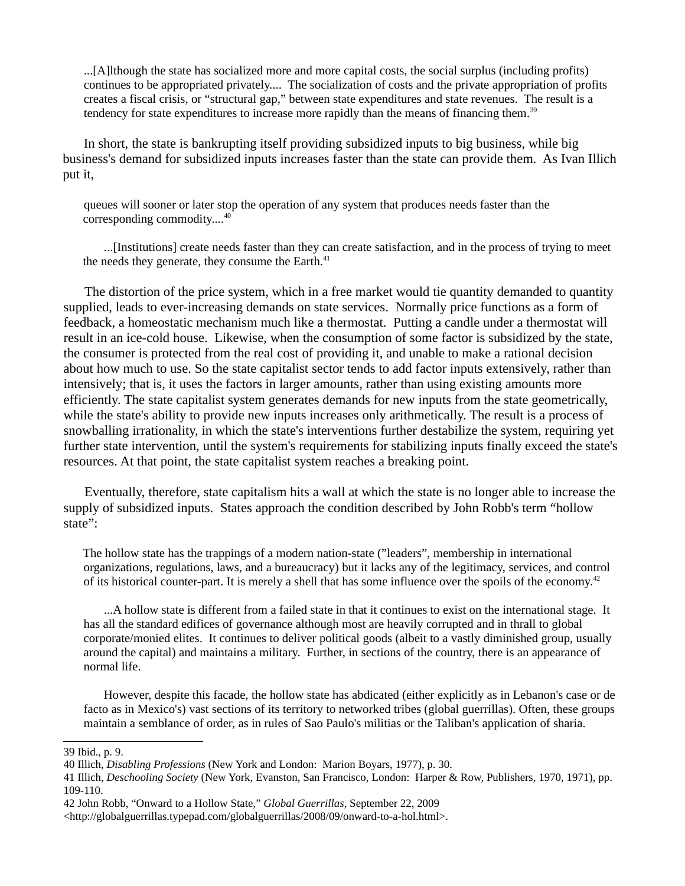> ...[A]lthough the state has socialized more and more capital costs, the social surplus (including profits) continues to be appropriated privately.... The socialization of costs and the private appropriation of profits creates a fiscal crisis, or "structural gap," between state expenditures and state revenues. The result is a tendency for state expenditures to increase more rapidly than the means of financing them.[39]

In short, the state is bankrupting itself providing subsidized inputs to big business, while big business's demand for subsidized inputs increases faster than the state can provide them. As Ivan Illich put it,

> queues will sooner or later stop the operation of any system that produces needs faster than the corresponding commodity....[40]
>
> ...[Institutions] create needs faster than they can create satisfaction, and in the process of trying to meet the needs they generate, they consume the Earth.[41]

The distortion of the price system, which in a free market would tie quantity demanded to quantity supplied, leads to ever-increasing demands on state services. Normally price functions as a form of feedback, a homeostatic mechanism much like a thermostat. Putting a candle under a thermostat will result in an ice-cold house. Likewise, when the consumption of some factor is subsidized by the state, the consumer is protected from the real cost of providing it, and unable to make a rational decision about how much to use. So the state capitalist sector tends to add factor inputs extensively, rather than intensively; that is, it uses the factors in larger amounts, rather than using existing amounts more efficiently. The state capitalist system generates demands for new inputs from the state geometrically, while the state's ability to provide new inputs increases only arithmetically. The result is a process of snowballing irrationality, in which the state's interventions further destabilize the system, requiring yet further state intervention, until the system's requirements for stabilizing inputs finally exceed the state's resources. At that point, the state capitalist system reaches a breaking point.

Eventually, therefore, state capitalism hits a wall at which the state is no longer able to increase the supply of subsidized inputs. States approach the condition described by John Robb's term "hollow state":

> The hollow state has the trappings of a modern nation-state ("leaders", membership in international organizations, regulations, laws, and a bureaucracy) but it lacks any of the legitimacy, services, and control of its historical counter-part. It is merely a shell that has some influence over the spoils of the economy.[42]
>
> ...A hollow state is different from a failed state in that it continues to exist on the international stage. It has all the standard edifices of governance although most are heavily corrupted and in thrall to global corporate/monied elites. It continues to deliver political goods (albeit to a vastly diminished group, usually around the capital) and maintains a military. Further, in sections of the country, there is an appearance of normal life.
>
> However, despite this facade, the hollow state has abdicated (either explicitly as in Lebanon's case or de facto as in Mexico's) vast sections of its territory to networked tribes (global guerrillas). Often, these groups maintain a semblance of order, as in rules of Sao Paulo's militias or the Taliban's application of sharia.

---

39 Ibid., p. 9.

40 Illich, *Disabling Professions* (New York and London: Marion Boyars, 1977), p. 30.

41 Illich, *Deschooling Society* (New York, Evanston, San Francisco, London: Harper & Row, Publishers, 1970, 1971), pp. 109-110.

42 John Robb, "Onward to a Hollow State," *Global Guerrillas*, September 22, 2009 <http://globalguerrillas.typepad.com/globalguerrillas/2008/09/onward-to-a-hol.html>.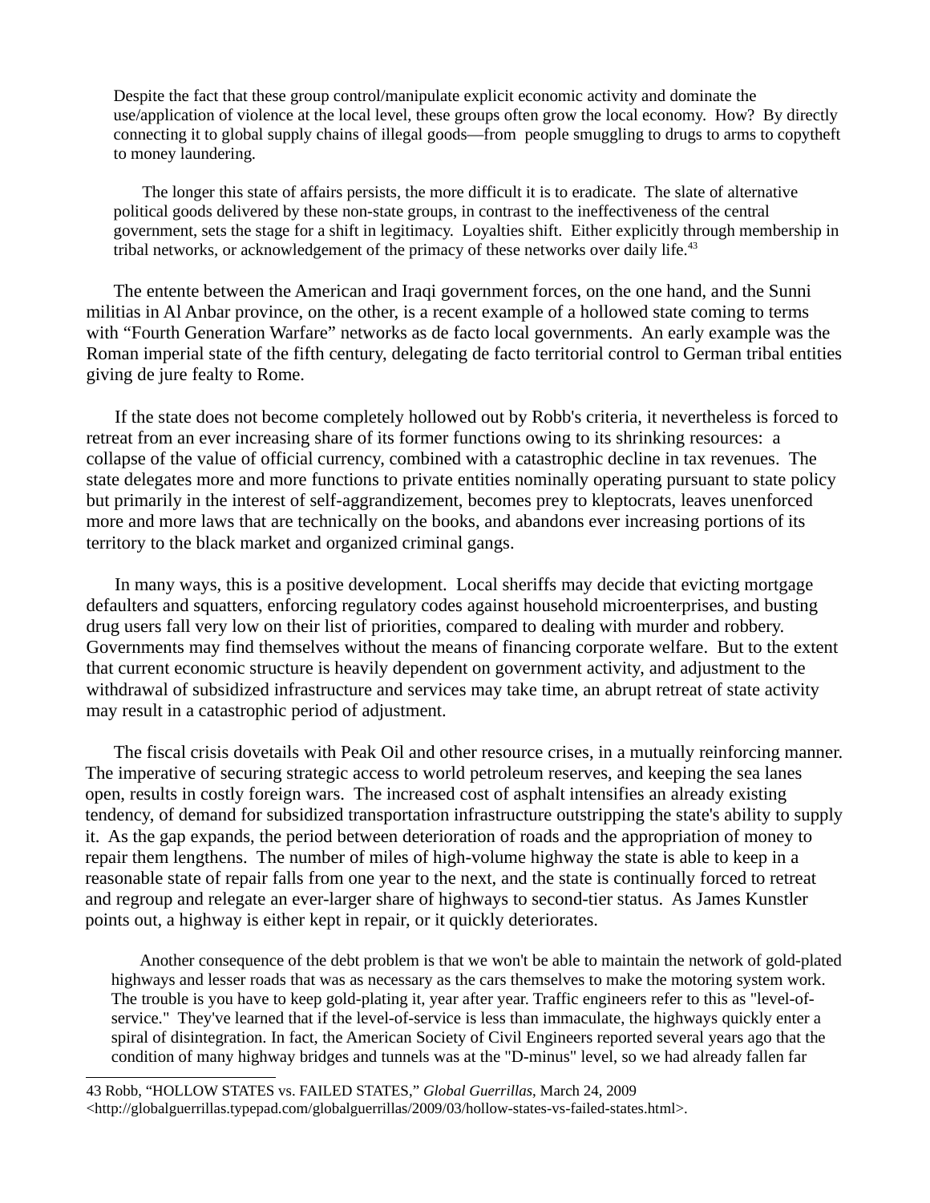> Despite the fact that these group control/manipulate explicit economic activity and dominate the use/application of violence at the local level, these groups often grow the local economy. How? By directly connecting it to global supply chains of illegal goods—from people smuggling to drugs to arms to copytheft to money laundering.
>
> The longer this state of affairs persists, the more difficult it is to eradicate. The slate of alternative political goods delivered by these non-state groups, in contrast to the ineffectiveness of the central government, sets the stage for a shift in legitimacy. Loyalties shift. Either explicitly through membership in tribal networks, or acknowledgement of the primacy of these networks over daily life.[43]

The entente between the American and Iraqi government forces, on the one hand, and the Sunni militias in Al Anbar province, on the other, is a recent example of a hollowed state coming to terms with "Fourth Generation Warfare" networks as de facto local governments. An early example was the Roman imperial state of the fifth century, delegating de facto territorial control to German tribal entities giving de jure fealty to Rome.

If the state does not become completely hollowed out by Robb's criteria, it nevertheless is forced to retreat from an ever increasing share of its former functions owing to its shrinking resources: a collapse of the value of official currency, combined with a catastrophic decline in tax revenues. The state delegates more and more functions to private entities nominally operating pursuant to state policy but primarily in the interest of self-aggrandizement, becomes prey to kleptocrats, leaves unenforced more and more laws that are technically on the books, and abandons ever increasing portions of its territory to the black market and organized criminal gangs.

In many ways, this is a positive development. Local sheriffs may decide that evicting mortgage defaulters and squatters, enforcing regulatory codes against household microenterprises, and busting drug users fall very low on their list of priorities, compared to dealing with murder and robbery. Governments may find themselves without the means of financing corporate welfare. But to the extent that current economic structure is heavily dependent on government activity, and adjustment to the withdrawal of subsidized infrastructure and services may take time, an abrupt retreat of state activity may result in a catastrophic period of adjustment.

The fiscal crisis dovetails with Peak Oil and other resource crises, in a mutually reinforcing manner. The imperative of securing strategic access to world petroleum reserves, and keeping the sea lanes open, results in costly foreign wars. The increased cost of asphalt intensifies an already existing tendency, of demand for subsidized transportation infrastructure outstripping the state's ability to supply it. As the gap expands, the period between deterioration of roads and the appropriation of money to repair them lengthens. The number of miles of high-volume highway the state is able to keep in a reasonable state of repair falls from one year to the next, and the state is continually forced to retreat and regroup and relegate an ever-larger share of highways to second-tier status. As James Kunstler points out, a highway is either kept in repair, or it quickly deteriorates.

> Another consequence of the debt problem is that we won't be able to maintain the network of gold-plated highways and lesser roads that was as necessary as the cars themselves to make the motoring system work. The trouble is you have to keep gold-plating it, year after year. Traffic engineers refer to this as "level-of-service." They've learned that if the level-of-service is less than immaculate, the highways quickly enter a spiral of disintegration. In fact, the American Society of Civil Engineers reported several years ago that the condition of many highway bridges and tunnels was at the "D-minus" level, so we had already fallen far

---

43 Robb, "HOLLOW STATES vs. FAILED STATES," *Global Guerrillas*, March 24, 2009 <http://globalguerrillas.typepad.com/globalguerrillas/2009/03/hollow-states-vs-failed-states.html>.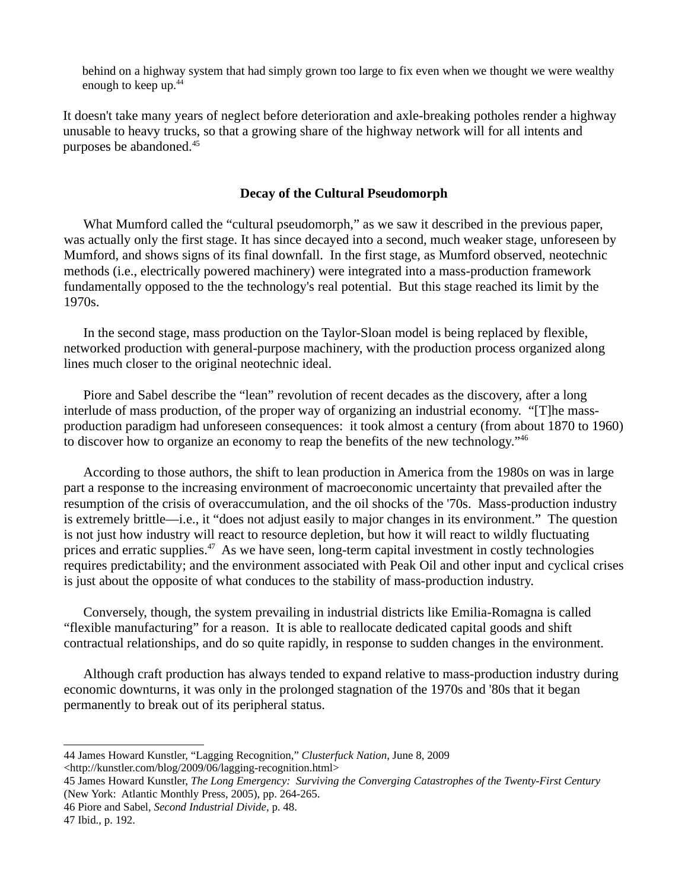> behind on a highway system that had simply grown too large to fix even when we thought we were wealthy enough to keep up.[44]

It doesn't take many years of neglect before deterioration and axle-breaking potholes render a highway unusable to heavy trucks, so that a growing share of the highway network will for all intents and purposes be abandoned.[45]

## Decay of the Cultural Pseudomorph

What Mumford called the "cultural pseudomorph," as we saw it described in the previous paper, was actually only the first stage. It has since decayed into a second, much weaker stage, unforeseen by Mumford, and shows signs of its final downfall. In the first stage, as Mumford observed, neotechnic methods (i.e., electrically powered machinery) were integrated into a mass-production framework fundamentally opposed to the the technology's real potential. But this stage reached its limit by the 1970s.

In the second stage, mass production on the Taylor-Sloan model is being replaced by flexible, networked production with general-purpose machinery, with the production process organized along lines much closer to the original neotechnic ideal.

Piore and Sabel describe the "lean" revolution of recent decades as the discovery, after a long interlude of mass production, of the proper way of organizing an industrial economy. "[T]he mass-production paradigm had unforeseen consequences: it took almost a century (from about 1870 to 1960) to discover how to organize an economy to reap the benefits of the new technology."[46]

According to those authors, the shift to lean production in America from the 1980s on was in large part a response to the increasing environment of macroeconomic uncertainty that prevailed after the resumption of the crisis of overaccumulation, and the oil shocks of the '70s. Mass-production industry is extremely brittle—i.e., it "does not adjust easily to major changes in its environment." The question is not just how industry will react to resource depletion, but how it will react to wildly fluctuating prices and erratic supplies.[47] As we have seen, long-term capital investment in costly technologies requires predictability; and the environment associated with Peak Oil and other input and cyclical crises is just about the opposite of what conduces to the stability of mass-production industry.

Conversely, though, the system prevailing in industrial districts like Emilia-Romagna is called "flexible manufacturing" for a reason. It is able to reallocate dedicated capital goods and shift contractual relationships, and do so quite rapidly, in response to sudden changes in the environment.

Although craft production has always tended to expand relative to mass-production industry during economic downturns, it was only in the prolonged stagnation of the 1970s and '80s that it began permanently to break out of its peripheral status.

---

44 James Howard Kunstler, "Lagging Recognition," *Clusterfuck Nation*, June 8, 2009 <http://kunstler.com/blog/2009/06/lagging-recognition.html>

45 James Howard Kunstler, *The Long Emergency: Surviving the Converging Catastrophes of the Twenty-First Century* (New York: Atlantic Monthly Press, 2005), pp. 264-265.

46 Piore and Sabel, *Second Industrial Divide*, p. 48.

47 Ibid., p. 192.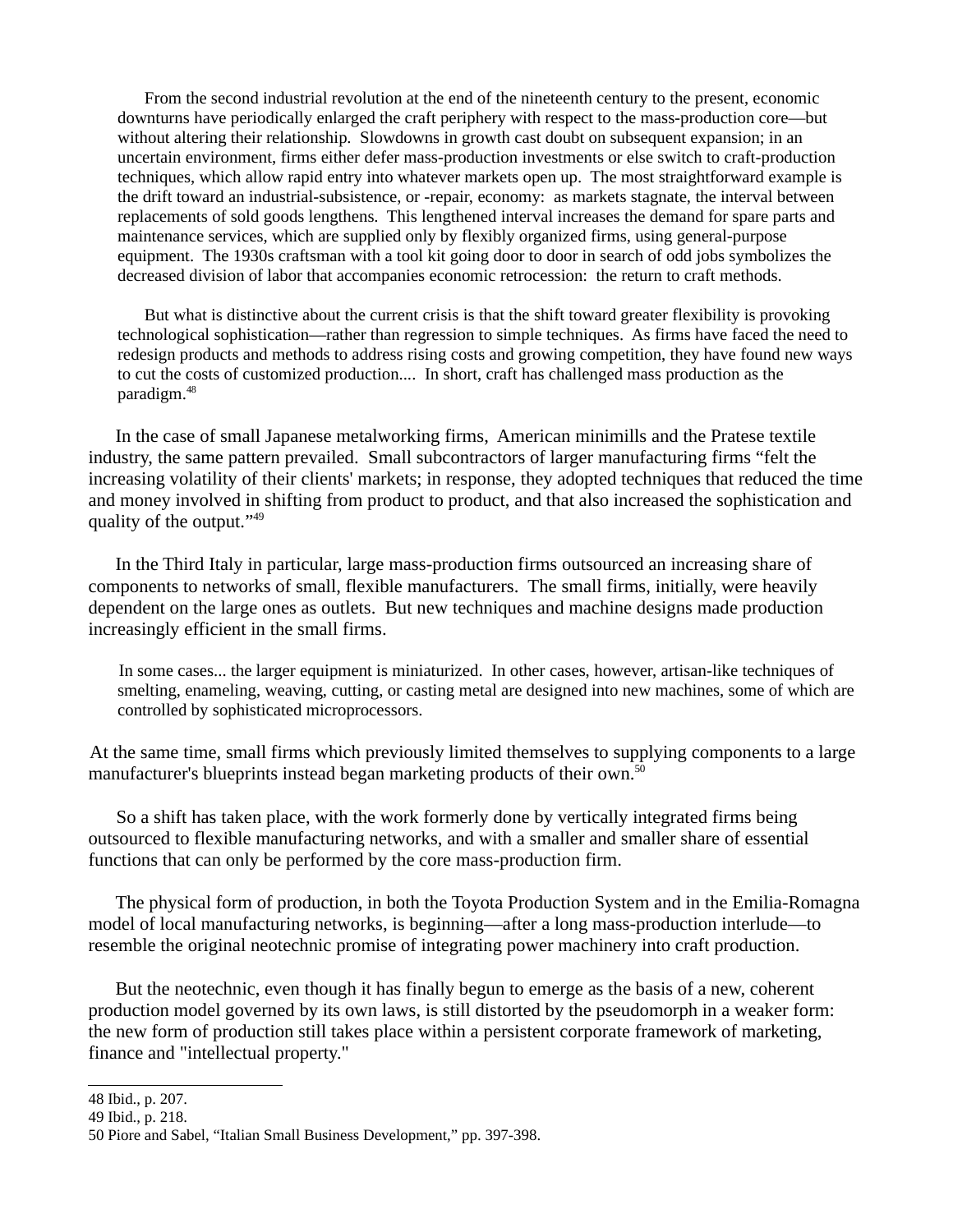> From the second industrial revolution at the end of the nineteenth century to the present, economic downturns have periodically enlarged the craft periphery with respect to the mass-production core—but without altering their relationship. Slowdowns in growth cast doubt on subsequent expansion; in an uncertain environment, firms either defer mass-production investments or else switch to craft-production techniques, which allow rapid entry into whatever markets open up. The most straightforward example is the drift toward an industrial-subsistence, or -repair, economy: as markets stagnate, the interval between replacements of sold goods lengthens. This lengthened interval increases the demand for spare parts and maintenance services, which are supplied only by flexibly organized firms, using general-purpose equipment. The 1930s craftsman with a tool kit going door to door in search of odd jobs symbolizes the decreased division of labor that accompanies economic retrocession: the return to craft methods.
>
> But what is distinctive about the current crisis is that the shift toward greater flexibility is provoking technological sophistication—rather than regression to simple techniques. As firms have faced the need to redesign products and methods to address rising costs and growing competition, they have found new ways to cut the costs of customized production.... In short, craft has challenged mass production as the paradigm.[48]

In the case of small Japanese metalworking firms, American minimills and the Pratese textile industry, the same pattern prevailed. Small subcontractors of larger manufacturing firms "felt the increasing volatility of their clients' markets; in response, they adopted techniques that reduced the time and money involved in shifting from product to product, and that also increased the sophistication and quality of the output."[49]

In the Third Italy in particular, large mass-production firms outsourced an increasing share of components to networks of small, flexible manufacturers. The small firms, initially, were heavily dependent on the large ones as outlets. But new techniques and machine designs made production increasingly efficient in the small firms.

> In some cases... the larger equipment is miniaturized. In other cases, however, artisan-like techniques of smelting, enameling, weaving, cutting, or casting metal are designed into new machines, some of which are controlled by sophisticated microprocessors.

At the same time, small firms which previously limited themselves to supplying components to a large manufacturer's blueprints instead began marketing products of their own.[50]

So a shift has taken place, with the work formerly done by vertically integrated firms being outsourced to flexible manufacturing networks, and with a smaller and smaller share of essential functions that can only be performed by the core mass-production firm.

The physical form of production, in both the Toyota Production System and in the Emilia-Romagna model of local manufacturing networks, is beginning—after a long mass-production interlude—to resemble the original neotechnic promise of integrating power machinery into craft production.

But the neotechnic, even though it has finally begun to emerge as the basis of a new, coherent production model governed by its own laws, is still distorted by the pseudomorph in a weaker form: the new form of production still takes place within a persistent corporate framework of marketing, finance and "intellectual property."

---

48 Ibid., p. 207.

49 Ibid., p. 218.

50 Piore and Sabel, "Italian Small Business Development," pp. 397-398.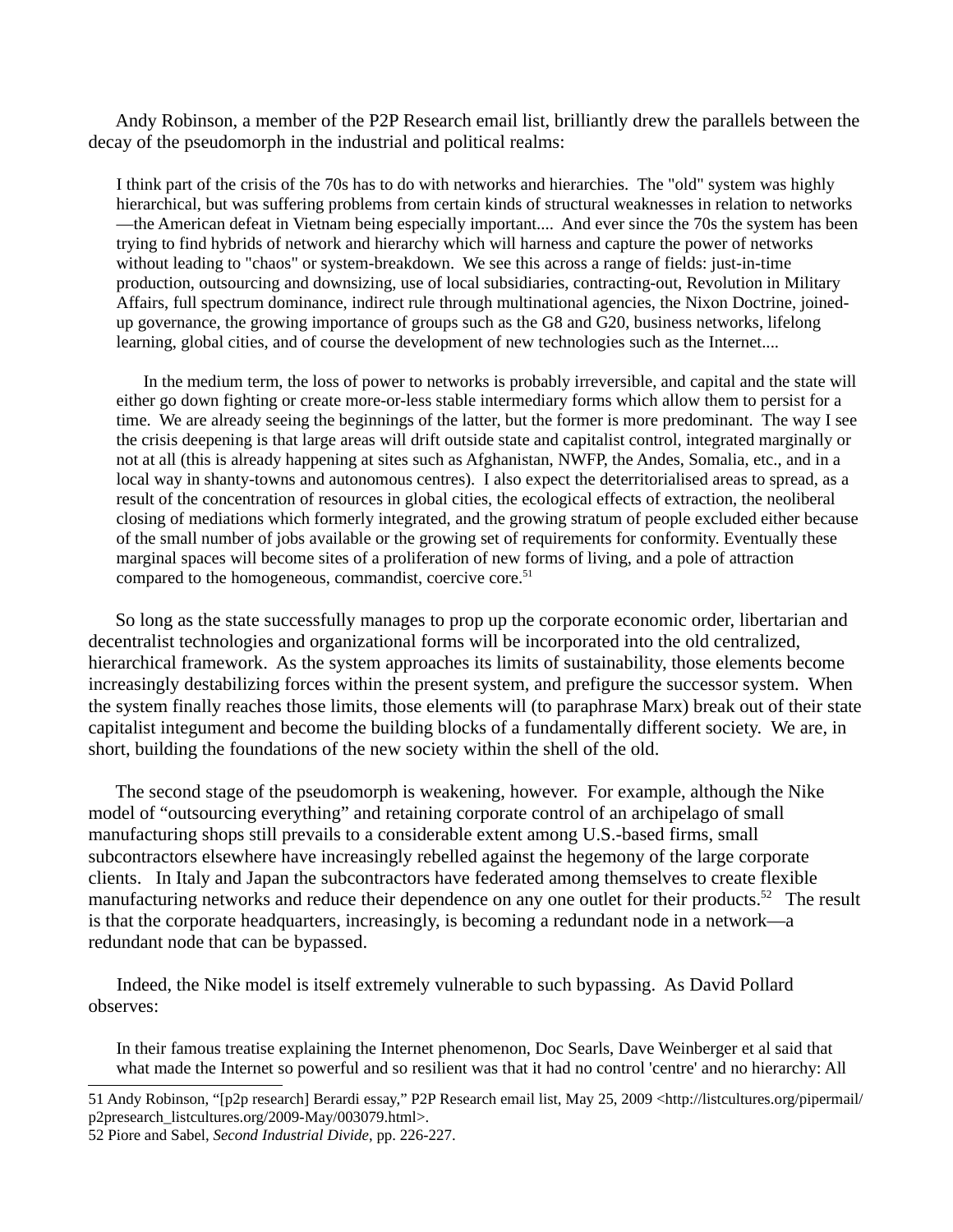Andy Robinson, a member of the P2P Research email list, brilliantly drew the parallels between the decay of the pseudomorph in the industrial and political realms:

> I think part of the crisis of the 70s has to do with networks and hierarchies. The "old" system was highly hierarchical, but was suffering problems from certain kinds of structural weaknesses in relation to networks—the American defeat in Vietnam being especially important.... And ever since the 70s the system has been trying to find hybrids of network and hierarchy which will harness and capture the power of networks without leading to "chaos" or system-breakdown. We see this across a range of fields: just-in-time production, outsourcing and downsizing, use of local subsidiaries, contracting-out, Revolution in Military Affairs, full spectrum dominance, indirect rule through multinational agencies, the Nixon Doctrine, joined-up governance, the growing importance of groups such as the G8 and G20, business networks, lifelong learning, global cities, and of course the development of new technologies such as the Internet....
>
> In the medium term, the loss of power to networks is probably irreversible, and capital and the state will either go down fighting or create more-or-less stable intermediary forms which allow them to persist for a time. We are already seeing the beginnings of the latter, but the former is more predominant. The way I see the crisis deepening is that large areas will drift outside state and capitalist control, integrated marginally or not at all (this is already happening at sites such as Afghanistan, NWFP, the Andes, Somalia, etc., and in a local way in shanty-towns and autonomous centres). I also expect the deterritorialised areas to spread, as a result of the concentration of resources in global cities, the ecological effects of extraction, the neoliberal closing of mediations which formerly integrated, and the growing stratum of people excluded either because of the small number of jobs available or the growing set of requirements for conformity. Eventually these marginal spaces will become sites of a proliferation of new forms of living, and a pole of attraction compared to the homogeneous, commandist, coercive core.[51]

So long as the state successfully manages to prop up the corporate economic order, libertarian and decentralist technologies and organizational forms will be incorporated into the old centralized, hierarchical framework. As the system approaches its limits of sustainability, those elements become increasingly destabilizing forces within the present system, and prefigure the successor system. When the system finally reaches those limits, those elements will (to paraphrase Marx) break out of their state capitalist integument and become the building blocks of a fundamentally different society. We are, in short, building the foundations of the new society within the shell of the old.

The second stage of the pseudomorph is weakening, however. For example, although the Nike model of "outsourcing everything" and retaining corporate control of an archipelago of small manufacturing shops still prevails to a considerable extent among U.S.-based firms, small subcontractors elsewhere have increasingly rebelled against the hegemony of the large corporate clients. In Italy and Japan the subcontractors have federated among themselves to create flexible manufacturing networks and reduce their dependence on any one outlet for their products.[52] The result is that the corporate headquarters, increasingly, is becoming a redundant node in a network—a redundant node that can be bypassed.

Indeed, the Nike model is itself extremely vulnerable to such bypassing. As David Pollard observes:

> In their famous treatise explaining the Internet phenomenon, Doc Searls, Dave Weinberger et al said that what made the Internet so powerful and so resilient was that it had no control 'centre' and no hierarchy: All

51 Andy Robinson, "[p2p research] Berardi essay," P2P Research email list, May 25, 2009 <http://listcultures.org/pipermail/p2presearch_listcultures.org/2009-May/003079.html>.

52 Piore and Sabel, *Second Industrial Divide*, pp. 226-227.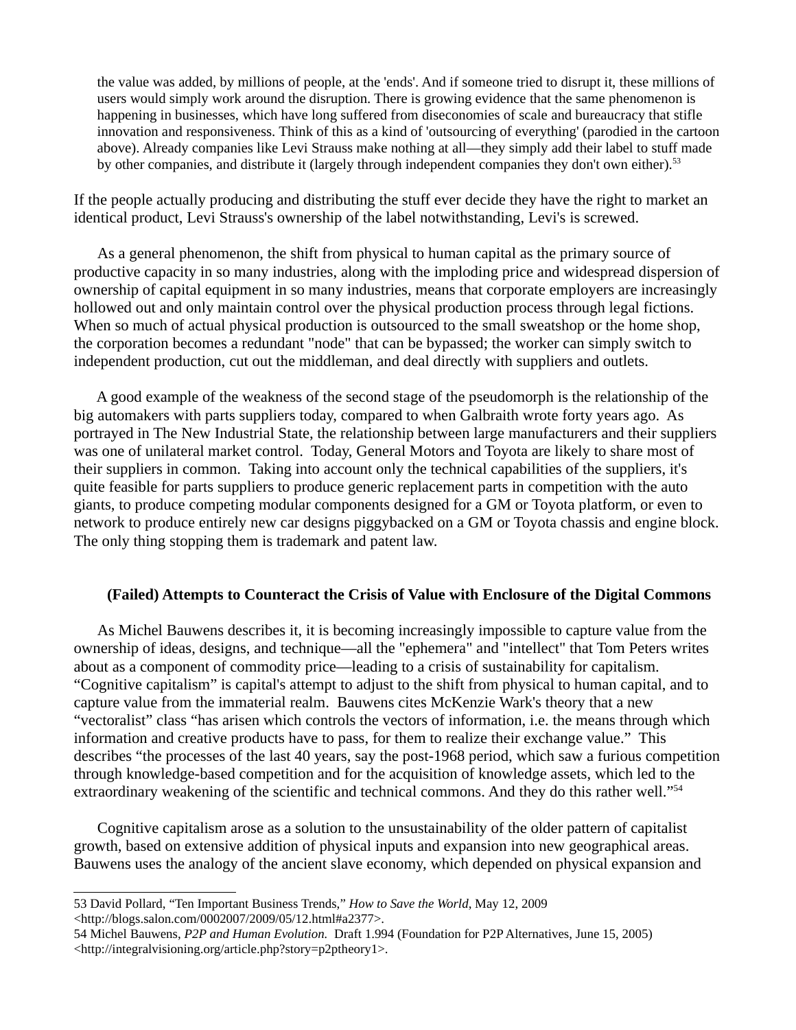> the value was added, by millions of people, at the 'ends'. And if someone tried to disrupt it, these millions of users would simply work around the disruption. There is growing evidence that the same phenomenon is happening in businesses, which have long suffered from diseconomies of scale and bureaucracy that stifle innovation and responsiveness. Think of this as a kind of 'outsourcing of everything' (parodied in the cartoon above). Already companies like Levi Strauss make nothing at all—they simply add their label to stuff made by other companies, and distribute it (largely through independent companies they don't own either).[53]

If the people actually producing and distributing the stuff ever decide they have the right to market an identical product, Levi Strauss's ownership of the label notwithstanding, Levi's is screwed.

As a general phenomenon, the shift from physical to human capital as the primary source of productive capacity in so many industries, along with the imploding price and widespread dispersion of ownership of capital equipment in so many industries, means that corporate employers are increasingly hollowed out and only maintain control over the physical production process through legal fictions. When so much of actual physical production is outsourced to the small sweatshop or the home shop, the corporation becomes a redundant "node" that can be bypassed; the worker can simply switch to independent production, cut out the middleman, and deal directly with suppliers and outlets.

A good example of the weakness of the second stage of the pseudomorph is the relationship of the big automakers with parts suppliers today, compared to when Galbraith wrote forty years ago. As portrayed in The New Industrial State, the relationship between large manufacturers and their suppliers was one of unilateral market control. Today, General Motors and Toyota are likely to share most of their suppliers in common. Taking into account only the technical capabilities of the suppliers, it's quite feasible for parts suppliers to produce generic replacement parts in competition with the auto giants, to produce competing modular components designed for a GM or Toyota platform, or even to network to produce entirely new car designs piggybacked on a GM or Toyota chassis and engine block. The only thing stopping them is trademark and patent law.

### (Failed) Attempts to Counteract the Crisis of Value with Enclosure of the Digital Commons

As Michel Bauwens describes it, it is becoming increasingly impossible to capture value from the ownership of ideas, designs, and technique—all the "ephemera" and "intellect" that Tom Peters writes about as a component of commodity price—leading to a crisis of sustainability for capitalism. "Cognitive capitalism" is capital's attempt to adjust to the shift from physical to human capital, and to capture value from the immaterial realm. Bauwens cites McKenzie Wark's theory that a new "vectoralist" class "has arisen which controls the vectors of information, i.e. the means through which information and creative products have to pass, for them to realize their exchange value." This describes "the processes of the last 40 years, say the post-1968 period, which saw a furious competition through knowledge-based competition and for the acquisition of knowledge assets, which led to the extraordinary weakening of the scientific and technical commons. And they do this rather well."[54]

Cognitive capitalism arose as a solution to the unsustainability of the older pattern of capitalist growth, based on extensive addition of physical inputs and expansion into new geographical areas. Bauwens uses the analogy of the ancient slave economy, which depended on physical expansion and

---

53 David Pollard, "Ten Important Business Trends," *How to Save the World*, May 12, 2009 <http://blogs.salon.com/0002007/2009/05/12.html#a2377>.

54 Michel Bauwens, *P2P and Human Evolution.* Draft 1.994 (Foundation for P2P Alternatives, June 15, 2005) <http://integralvisioning.org/article.php?story=p2ptheory1>.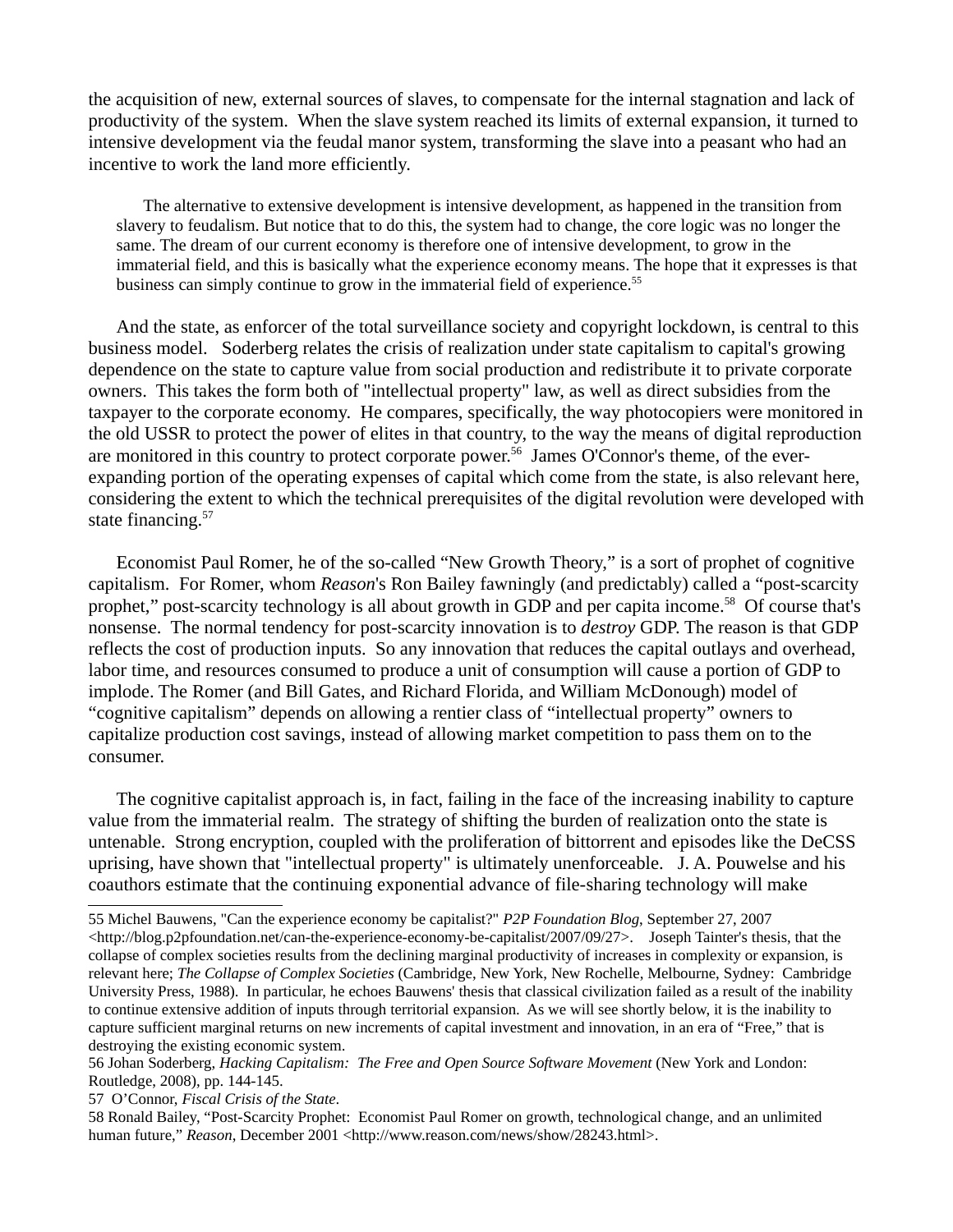the acquisition of new, external sources of slaves, to compensate for the internal stagnation and lack of productivity of the system. When the slave system reached its limits of external expansion, it turned to intensive development via the feudal manor system, transforming the slave into a peasant who had an incentive to work the land more efficiently.

> The alternative to extensive development is intensive development, as happened in the transition from slavery to feudalism. But notice that to do this, the system had to change, the core logic was no longer the same. The dream of our current economy is therefore one of intensive development, to grow in the immaterial field, and this is basically what the experience economy means. The hope that it expresses is that business can simply continue to grow in the immaterial field of experience.[55]

And the state, as enforcer of the total surveillance society and copyright lockdown, is central to this business model. Soderberg relates the crisis of realization under state capitalism to capital's growing dependence on the state to capture value from social production and redistribute it to private corporate owners. This takes the form both of "intellectual property" law, as well as direct subsidies from the taxpayer to the corporate economy. He compares, specifically, the way photocopiers were monitored in the old USSR to protect the power of elites in that country, to the way the means of digital reproduction are monitored in this country to protect corporate power.[56] James O'Connor's theme, of the ever-expanding portion of the operating expenses of capital which come from the state, is also relevant here, considering the extent to which the technical prerequisites of the digital revolution were developed with state financing.[57]

Economist Paul Romer, he of the so-called "New Growth Theory," is a sort of prophet of cognitive capitalism. For Romer, whom *Reason*'s Ron Bailey fawningly (and predictably) called a "post-scarcity prophet," post-scarcity technology is all about growth in GDP and per capita income.[58] Of course that's nonsense. The normal tendency for post-scarcity innovation is to *destroy* GDP. The reason is that GDP reflects the cost of production inputs. So any innovation that reduces the capital outlays and overhead, labor time, and resources consumed to produce a unit of consumption will cause a portion of GDP to implode. The Romer (and Bill Gates, and Richard Florida, and William McDonough) model of "cognitive capitalism" depends on allowing a rentier class of "intellectual property" owners to capitalize production cost savings, instead of allowing market competition to pass them on to the consumer.

The cognitive capitalist approach is, in fact, failing in the face of the increasing inability to capture value from the immaterial realm. The strategy of shifting the burden of realization onto the state is untenable. Strong encryption, coupled with the proliferation of bittorrent and episodes like the DeCSS uprising, have shown that "intellectual property" is ultimately unenforceable. J. A. Pouwelse and his coauthors estimate that the continuing exponential advance of file-sharing technology will make

---

55 Michel Bauwens, "Can the experience economy be capitalist?" *P2P Foundation Blog*, September 27, 2007 <http://blog.p2pfoundation.net/can-the-experience-economy-be-capitalist/2007/09/27>. Joseph Tainter's thesis, that the collapse of complex societies results from the declining marginal productivity of increases in complexity or expansion, is relevant here; *The Collapse of Complex Societies* (Cambridge, New York, New Rochelle, Melbourne, Sydney: Cambridge University Press, 1988). In particular, he echoes Bauwens' thesis that classical civilization failed as a result of the inability to continue extensive addition of inputs through territorial expansion. As we will see shortly below, it is the inability to capture sufficient marginal returns on new increments of capital investment and innovation, in an era of "Free," that is destroying the existing economic system.

56 Johan Soderberg, *Hacking Capitalism: The Free and Open Source Software Movement* (New York and London: Routledge, 2008), pp. 144-145.

57 O'Connor, *Fiscal Crisis of the State*.

58 Ronald Bailey, "Post-Scarcity Prophet: Economist Paul Romer on growth, technological change, and an unlimited human future," *Reason*, December 2001 <http://www.reason.com/news/show/28243.html>.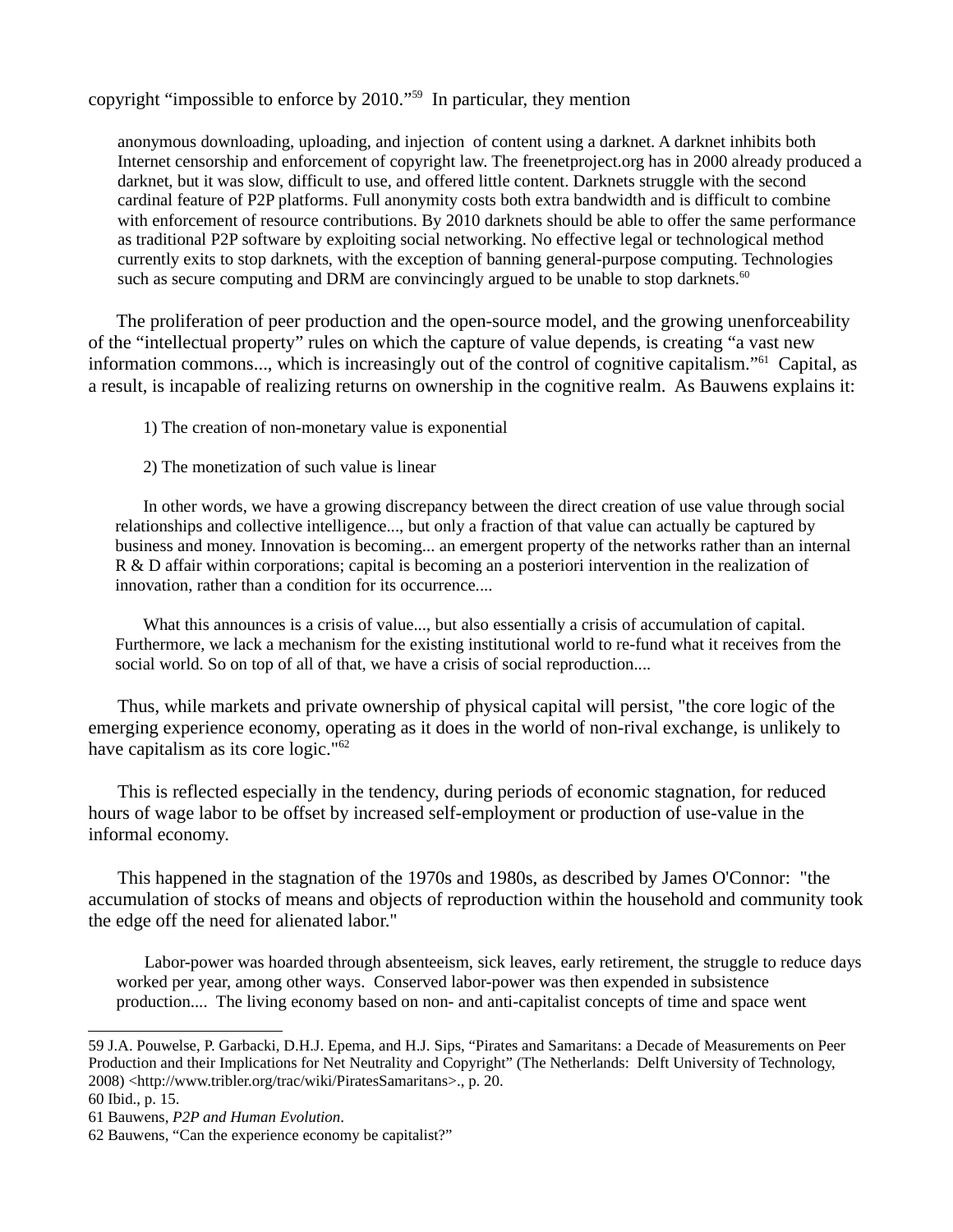copyright “impossible to enforce by 2010.”[59] In particular, they mention

> anonymous downloading, uploading, and injection of content using a darknet. A darknet inhibits both Internet censorship and enforcement of copyright law. The freenetproject.org has in 2000 already produced a darknet, but it was slow, difficult to use, and offered little content. Darknets struggle with the second cardinal feature of P2P platforms. Full anonymity costs both extra bandwidth and is difficult to combine with enforcement of resource contributions. By 2010 darknets should be able to offer the same performance as traditional P2P software by exploiting social networking. No effective legal or technological method currently exits to stop darknets, with the exception of banning general-purpose computing. Technologies such as secure computing and DRM are convincingly argued to be unable to stop darknets.[60]

The proliferation of peer production and the open-source model, and the growing unenforceability of the “intellectual property” rules on which the capture of value depends, is creating “a vast new information commons..., which is increasingly out of the control of cognitive capitalism.”[61] Capital, as a result, is incapable of realizing returns on ownership in the cognitive realm. As Bauwens explains it:

> 1) The creation of non-monetary value is exponential
>
> 2) The monetization of such value is linear
>
> In other words, we have a growing discrepancy between the direct creation of use value through social relationships and collective intelligence..., but only a fraction of that value can actually be captured by business and money. Innovation is becoming... an emergent property of the networks rather than an internal R & D affair within corporations; capital is becoming an a posteriori intervention in the realization of innovation, rather than a condition for its occurrence....
>
> What this announces is a crisis of value..., but also essentially a crisis of accumulation of capital. Furthermore, we lack a mechanism for the existing institutional world to re-fund what it receives from the social world. So on top of all of that, we have a crisis of social reproduction....

Thus, while markets and private ownership of physical capital will persist, "the core logic of the emerging experience economy, operating as it does in the world of non-rival exchange, is unlikely to have capitalism as its core logic."[62]

This is reflected especially in the tendency, during periods of economic stagnation, for reduced hours of wage labor to be offset by increased self-employment or production of use-value in the informal economy.

This happened in the stagnation of the 1970s and 1980s, as described by James O'Connor: "the accumulation of stocks of means and objects of reproduction within the household and community took the edge off the need for alienated labor."

> Labor-power was hoarded through absenteeism, sick leaves, early retirement, the struggle to reduce days worked per year, among other ways. Conserved labor-power was then expended in subsistence production.... The living economy based on non- and anti-capitalist concepts of time and space went

---

59 J.A. Pouwelse, P. Garbacki, D.H.J. Epema, and H.J. Sips, “Pirates and Samaritans: a Decade of Measurements on Peer Production and their Implications for Net Neutrality and Copyright” (The Netherlands: Delft University of Technology, 2008) <http://www.tribler.org/trac/wiki/PiratesSamaritans>., p. 20.

60 Ibid., p. 15.

61 Bauwens, *P2P and Human Evolution*.

62 Bauwens, “Can the experience economy be capitalist?”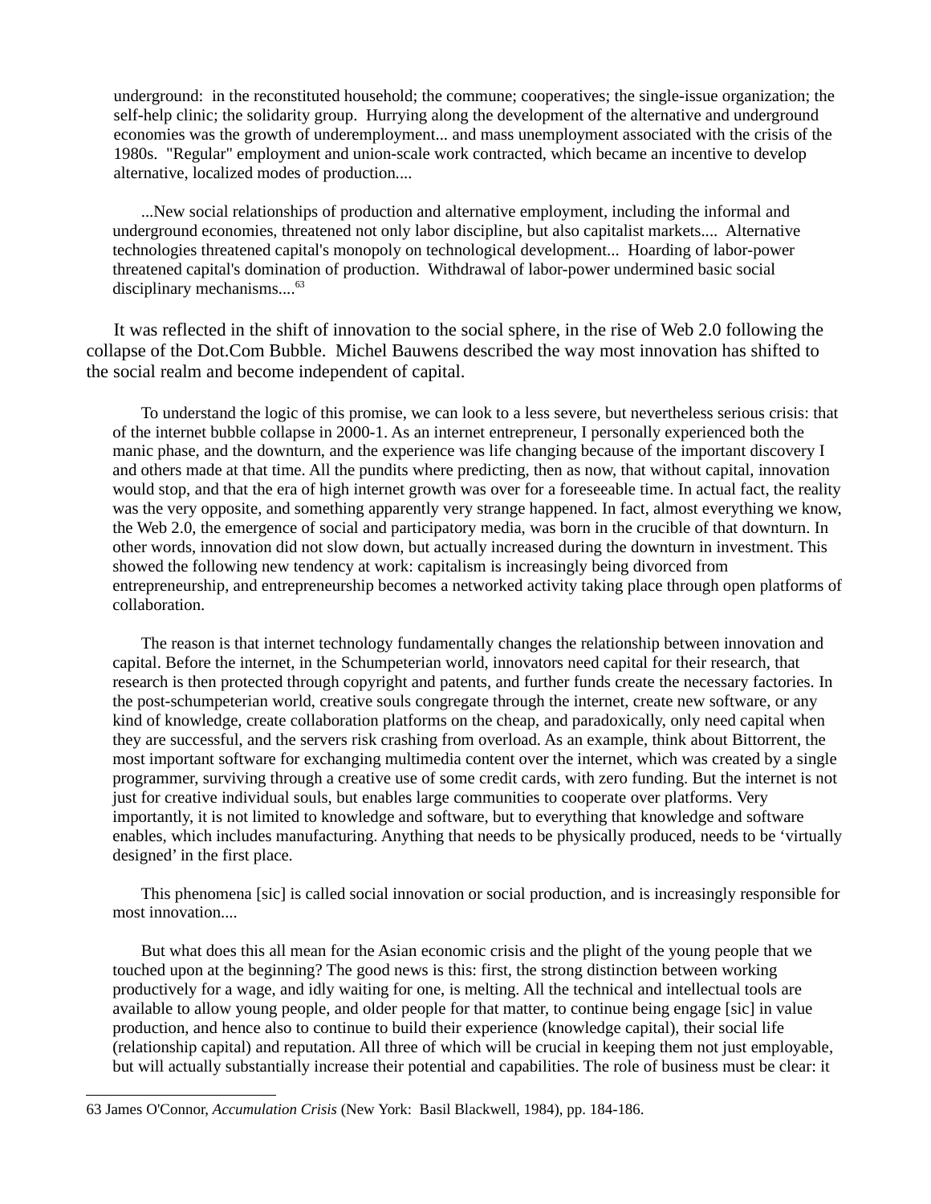underground: in the reconstituted household; the commune; cooperatives; the single-issue organization; the self-help clinic; the solidarity group. Hurrying along the development of the alternative and underground economies was the growth of underemployment... and mass unemployment associated with the crisis of the 1980s. "Regular" employment and union-scale work contracted, which became an incentive to develop alternative, localized modes of production....

> ...New social relationships of production and alternative employment, including the informal and underground economies, threatened not only labor discipline, but also capitalist markets.... Alternative technologies threatened capital's monopoly on technological development... Hoarding of labor-power threatened capital's domination of production. Withdrawal of labor-power undermined basic social disciplinary mechanisms....[63]

It was reflected in the shift of innovation to the social sphere, in the rise of Web 2.0 following the collapse of the Dot.Com Bubble. Michel Bauwens described the way most innovation has shifted to the social realm and become independent of capital.

> To understand the logic of this promise, we can look to a less severe, but nevertheless serious crisis: that of the internet bubble collapse in 2000-1. As an internet entrepreneur, I personally experienced both the manic phase, and the downturn, and the experience was life changing because of the important discovery I and others made at that time. All the pundits where predicting, then as now, that without capital, innovation would stop, and that the era of high internet growth was over for a foreseeable time. In actual fact, the reality was the very opposite, and something apparently very strange happened. In fact, almost everything we know, the Web 2.0, the emergence of social and participatory media, was born in the crucible of that downturn. In other words, innovation did not slow down, but actually increased during the downturn in investment. This showed the following new tendency at work: capitalism is increasingly being divorced from entrepreneurship, and entrepreneurship becomes a networked activity taking place through open platforms of collaboration.
>
> The reason is that internet technology fundamentally changes the relationship between innovation and capital. Before the internet, in the Schumpeterian world, innovators need capital for their research, that research is then protected through copyright and patents, and further funds create the necessary factories. In the post-schumpeterian world, creative souls congregate through the internet, create new software, or any kind of knowledge, create collaboration platforms on the cheap, and paradoxically, only need capital when they are successful, and the servers risk crashing from overload. As an example, think about Bittorrent, the most important software for exchanging multimedia content over the internet, which was created by a single programmer, surviving through a creative use of some credit cards, with zero funding. But the internet is not just for creative individual souls, but enables large communities to cooperate over platforms. Very importantly, it is not limited to knowledge and software, but to everything that knowledge and software enables, which includes manufacturing. Anything that needs to be physically produced, needs to be 'virtually designed' in the first place.
>
> This phenomena [sic] is called social innovation or social production, and is increasingly responsible for most innovation....
>
> But what does this all mean for the Asian economic crisis and the plight of the young people that we touched upon at the beginning? The good news is this: first, the strong distinction between working productively for a wage, and idly waiting for one, is melting. All the technical and intellectual tools are available to allow young people, and older people for that matter, to continue being engage [sic] in value production, and hence also to continue to build their experience (knowledge capital), their social life (relationship capital) and reputation. All three of which will be crucial in keeping them not just employable, but will actually substantially increase their potential and capabilities. The role of business must be clear: it

---

63 James O'Connor, *Accumulation Crisis* (New York: Basil Blackwell, 1984), pp. 184-186.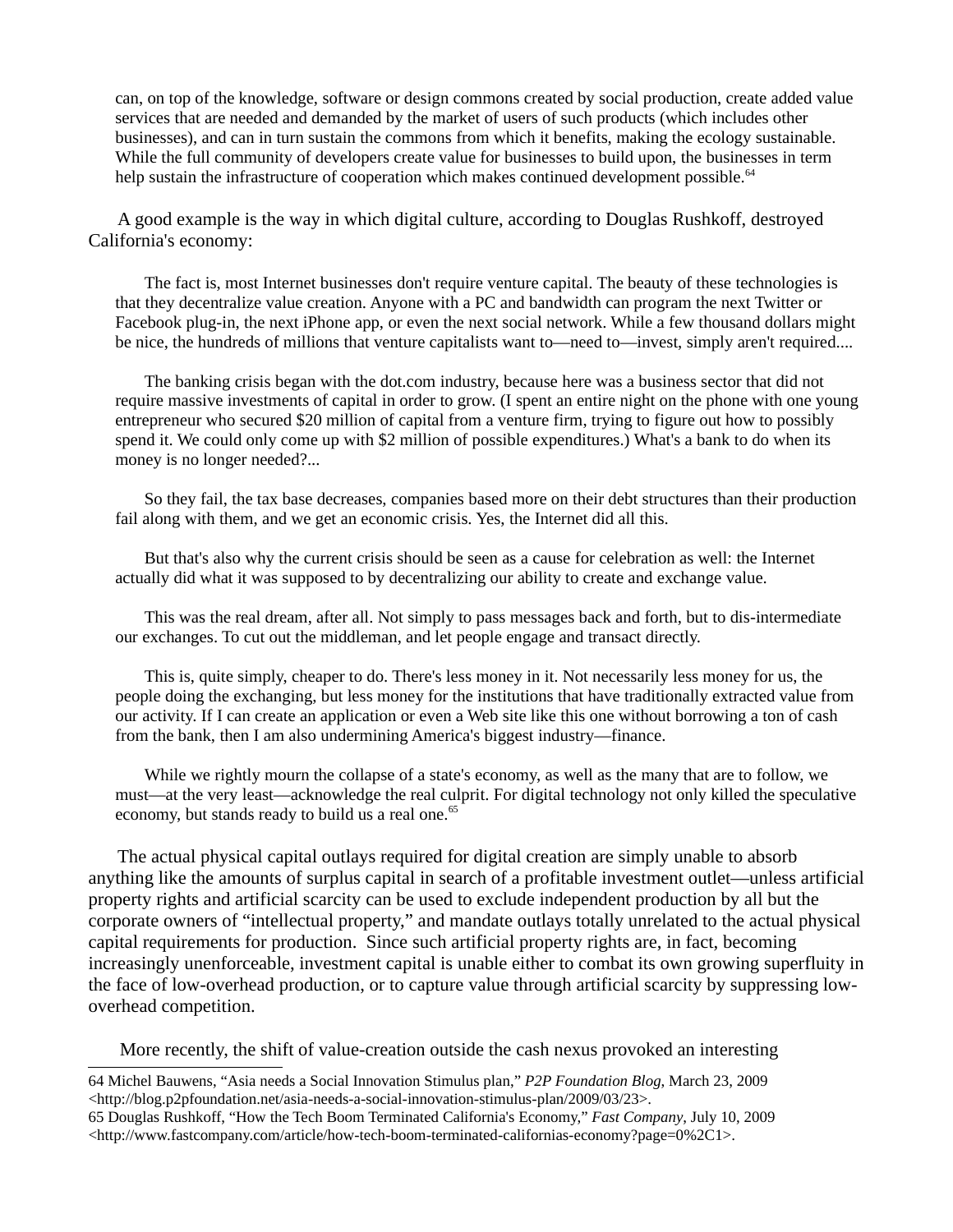can, on top of the knowledge, software or design commons created by social production, create added value services that are needed and demanded by the market of users of such products (which includes other businesses), and can in turn sustain the commons from which it benefits, making the ecology sustainable. While the full community of developers create value for businesses to build upon, the businesses in term help sustain the infrastructure of cooperation which makes continued development possible.[64]

A good example is the way in which digital culture, according to Douglas Rushkoff, destroyed California's economy:

> The fact is, most Internet businesses don't require venture capital. The beauty of these technologies is that they decentralize value creation. Anyone with a PC and bandwidth can program the next Twitter or Facebook plug-in, the next iPhone app, or even the next social network. While a few thousand dollars might be nice, the hundreds of millions that venture capitalists want to—need to—invest, simply aren't required....
>
> The banking crisis began with the dot.com industry, because here was a business sector that did not require massive investments of capital in order to grow. (I spent an entire night on the phone with one young entrepreneur who secured $20 million of capital from a venture firm, trying to figure out how to possibly spend it. We could only come up with $2 million of possible expenditures.) What's a bank to do when its money is no longer needed?...
>
> So they fail, the tax base decreases, companies based more on their debt structures than their production fail along with them, and we get an economic crisis. Yes, the Internet did all this.
>
> But that's also why the current crisis should be seen as a cause for celebration as well: the Internet actually did what it was supposed to by decentralizing our ability to create and exchange value.
>
> This was the real dream, after all. Not simply to pass messages back and forth, but to dis-intermediate our exchanges. To cut out the middleman, and let people engage and transact directly.
>
> This is, quite simply, cheaper to do. There's less money in it. Not necessarily less money for us, the people doing the exchanging, but less money for the institutions that have traditionally extracted value from our activity. If I can create an application or even a Web site like this one without borrowing a ton of cash from the bank, then I am also undermining America's biggest industry—finance.
>
> While we rightly mourn the collapse of a state's economy, as well as the many that are to follow, we must—at the very least—acknowledge the real culprit. For digital technology not only killed the speculative economy, but stands ready to build us a real one.[65]

The actual physical capital outlays required for digital creation are simply unable to absorb anything like the amounts of surplus capital in search of a profitable investment outlet—unless artificial property rights and artificial scarcity can be used to exclude independent production by all but the corporate owners of "intellectual property," and mandate outlays totally unrelated to the actual physical capital requirements for production. Since such artificial property rights are, in fact, becoming increasingly unenforceable, investment capital is unable either to combat its own growing superfluity in the face of low-overhead production, or to capture value through artificial scarcity by suppressing low-overhead competition.

More recently, the shift of value-creation outside the cash nexus provoked an interesting

---

64 Michel Bauwens, "Asia needs a Social Innovation Stimulus plan," *P2P Foundation Blog*, March 23, 2009 <http://blog.p2pfoundation.net/asia-needs-a-social-innovation-stimulus-plan/2009/03/23>.

65 Douglas Rushkoff, "How the Tech Boom Terminated California's Economy," *Fast Company*, July 10, 2009 <http://www.fastcompany.com/article/how-tech-boom-terminated-californias-economy?page=0%2C1>.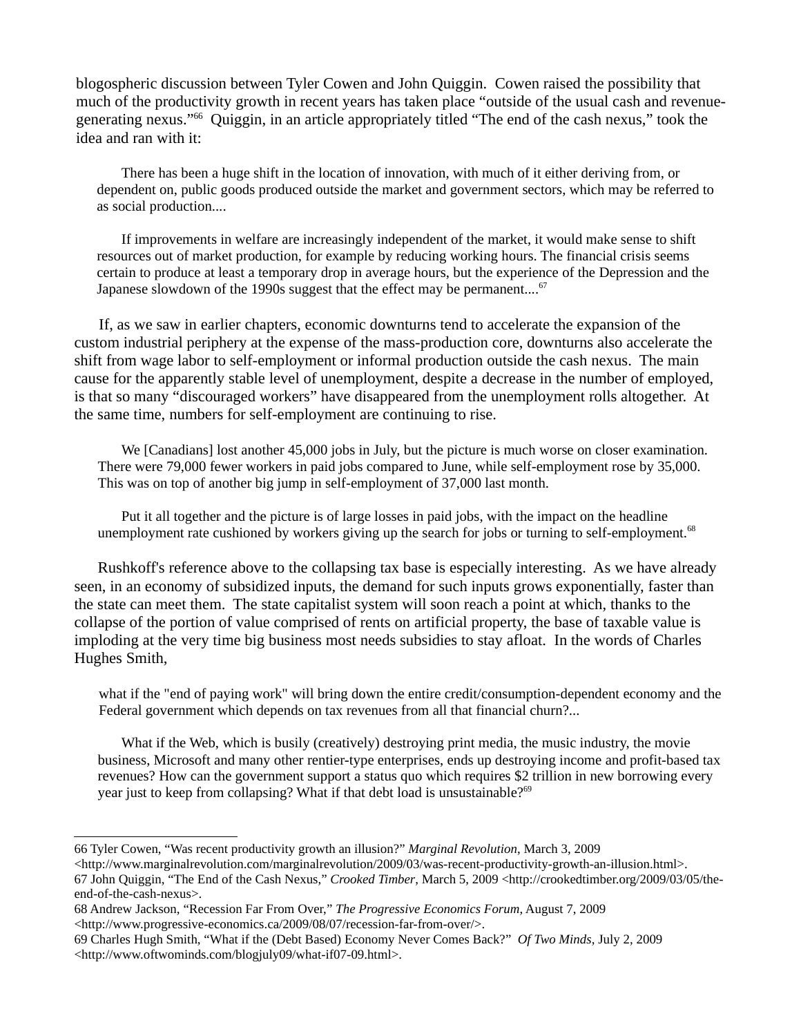blogospheric discussion between Tyler Cowen and John Quiggin. Cowen raised the possibility that much of the productivity growth in recent years has taken place "outside of the usual cash and revenue-generating nexus."[66] Quiggin, in an article appropriately titled "The end of the cash nexus," took the idea and ran with it:

> There has been a huge shift in the location of innovation, with much of it either deriving from, or dependent on, public goods produced outside the market and government sectors, which may be referred to as social production....
>
> If improvements in welfare are increasingly independent of the market, it would make sense to shift resources out of market production, for example by reducing working hours. The financial crisis seems certain to produce at least a temporary drop in average hours, but the experience of the Depression and the Japanese slowdown of the 1990s suggest that the effect may be permanent....[67]

If, as we saw in earlier chapters, economic downturns tend to accelerate the expansion of the custom industrial periphery at the expense of the mass-production core, downturns also accelerate the shift from wage labor to self-employment or informal production outside the cash nexus. The main cause for the apparently stable level of unemployment, despite a decrease in the number of employed, is that so many "discouraged workers" have disappeared from the unemployment rolls altogether. At the same time, numbers for self-employment are continuing to rise.

> We [Canadians] lost another 45,000 jobs in July, but the picture is much worse on closer examination. There were 79,000 fewer workers in paid jobs compared to June, while self-employment rose by 35,000. This was on top of another big jump in self-employment of 37,000 last month.
>
> Put it all together and the picture is of large losses in paid jobs, with the impact on the headline unemployment rate cushioned by workers giving up the search for jobs or turning to self-employment.[68]

Rushkoff's reference above to the collapsing tax base is especially interesting. As we have already seen, in an economy of subsidized inputs, the demand for such inputs grows exponentially, faster than the state can meet them. The state capitalist system will soon reach a point at which, thanks to the collapse of the portion of value comprised of rents on artificial property, the base of taxable value is imploding at the very time big business most needs subsidies to stay afloat. In the words of Charles Hughes Smith,

> what if the "end of paying work" will bring down the entire credit/consumption-dependent economy and the Federal government which depends on tax revenues from all that financial churn?...
>
> What if the Web, which is busily (creatively) destroying print media, the music industry, the movie business, Microsoft and many other rentier-type enterprises, ends up destroying income and profit-based tax revenues? How can the government support a status quo which requires $2 trillion in new borrowing every year just to keep from collapsing? What if that debt load is unsustainable?[69]

---

66 Tyler Cowen, "Was recent productivity growth an illusion?" *Marginal Revolution*, March 3, 2009 <http://www.marginalrevolution.com/marginalrevolution/2009/03/was-recent-productivity-growth-an-illusion.html>.

67 John Quiggin, "The End of the Cash Nexus," *Crooked Timber*, March 5, 2009 <http://crookedtimber.org/2009/03/05/the-end-of-the-cash-nexus>.

68 Andrew Jackson, "Recession Far From Over," *The Progressive Economics Forum*, August 7, 2009 <http://www.progressive-economics.ca/2009/08/07/recession-far-from-over/>.

69 Charles Hugh Smith, "What if the (Debt Based) Economy Never Comes Back?" *Of Two Minds*, July 2, 2009 <http://www.oftwominds.com/blogjuly09/what-if07-09.html>.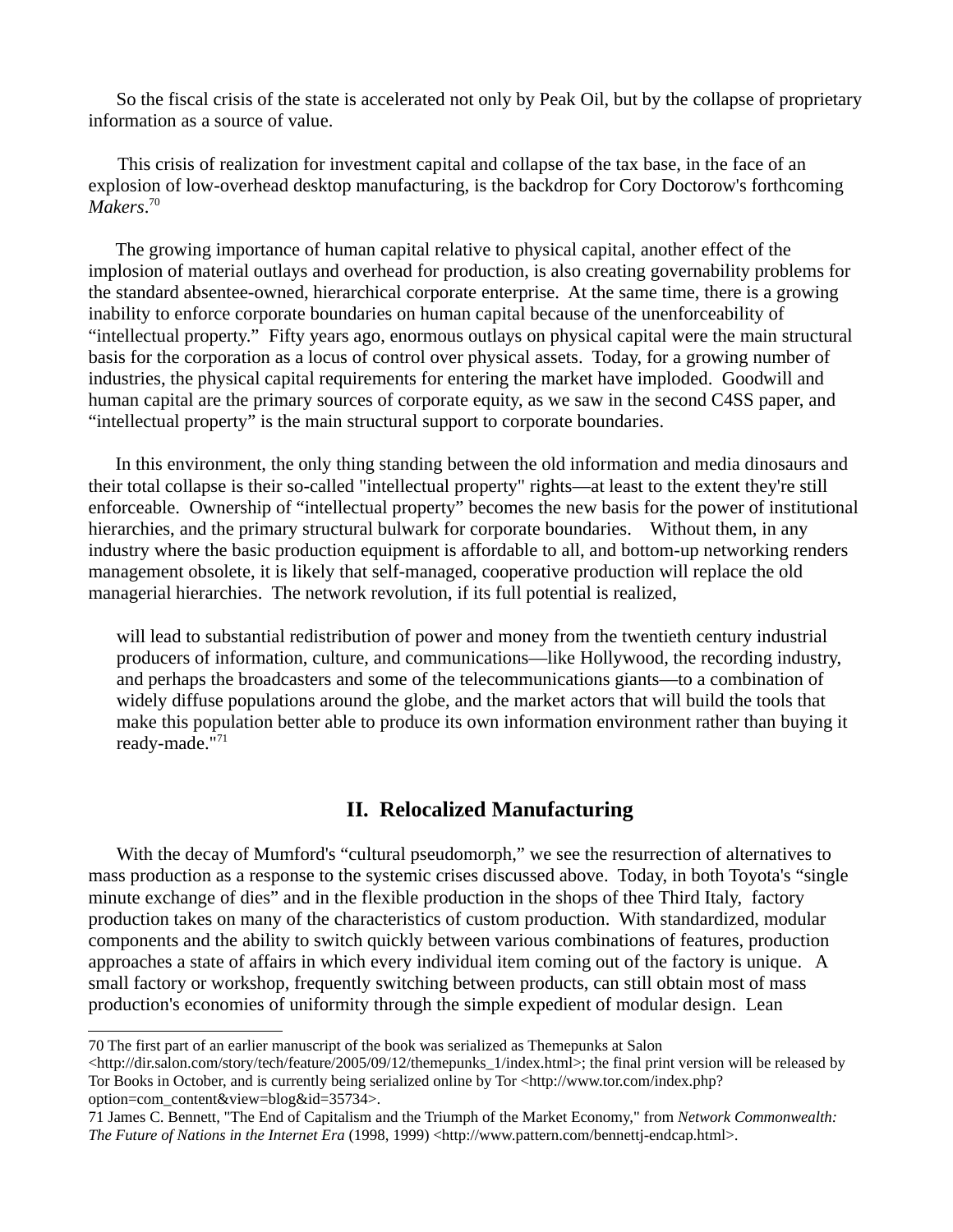So the fiscal crisis of the state is accelerated not only by Peak Oil, but by the collapse of proprietary information as a source of value.

This crisis of realization for investment capital and collapse of the tax base, in the face of an explosion of low-overhead desktop manufacturing, is the backdrop for Cory Doctorow's forthcoming *Makers*.[70]

The growing importance of human capital relative to physical capital, another effect of the implosion of material outlays and overhead for production, is also creating governability problems for the standard absentee-owned, hierarchical corporate enterprise. At the same time, there is a growing inability to enforce corporate boundaries on human capital because of the unenforceability of "intellectual property." Fifty years ago, enormous outlays on physical capital were the main structural basis for the corporation as a locus of control over physical assets. Today, for a growing number of industries, the physical capital requirements for entering the market have imploded. Goodwill and human capital are the primary sources of corporate equity, as we saw in the second C4SS paper, and "intellectual property" is the main structural support to corporate boundaries.

In this environment, the only thing standing between the old information and media dinosaurs and their total collapse is their so-called "intellectual property" rights—at least to the extent they're still enforceable. Ownership of "intellectual property" becomes the new basis for the power of institutional hierarchies, and the primary structural bulwark for corporate boundaries. Without them, in any industry where the basic production equipment is affordable to all, and bottom-up networking renders management obsolete, it is likely that self-managed, cooperative production will replace the old managerial hierarchies. The network revolution, if its full potential is realized,

> will lead to substantial redistribution of power and money from the twentieth century industrial producers of information, culture, and communications—like Hollywood, the recording industry, and perhaps the broadcasters and some of the telecommunications giants—to a combination of widely diffuse populations around the globe, and the market actors that will build the tools that make this population better able to produce its own information environment rather than buying it ready-made."[71]

## II. Relocalized Manufacturing

With the decay of Mumford's "cultural pseudomorph," we see the resurrection of alternatives to mass production as a response to the systemic crises discussed above. Today, in both Toyota's "single minute exchange of dies" and in the flexible production in the shops of thee Third Italy, factory production takes on many of the characteristics of custom production. With standardized, modular components and the ability to switch quickly between various combinations of features, production approaches a state of affairs in which every individual item coming out of the factory is unique. A small factory or workshop, frequently switching between products, can still obtain most of mass production's economies of uniformity through the simple expedient of modular design. Lean

---

70 The first part of an earlier manuscript of the book was serialized as Themepunks at Salon <http://dir.salon.com/story/tech/feature/2005/09/12/themepunks_1/index.html>; the final print version will be released by Tor Books in October, and is currently being serialized online by Tor <http://www.tor.com/index.php?option=com_content&view=blog&id=35734>.

71 James C. Bennett, "The End of Capitalism and the Triumph of the Market Economy," from *Network Commonwealth: The Future of Nations in the Internet Era* (1998, 1999) <http://www.pattern.com/bennettj-endcap.html>.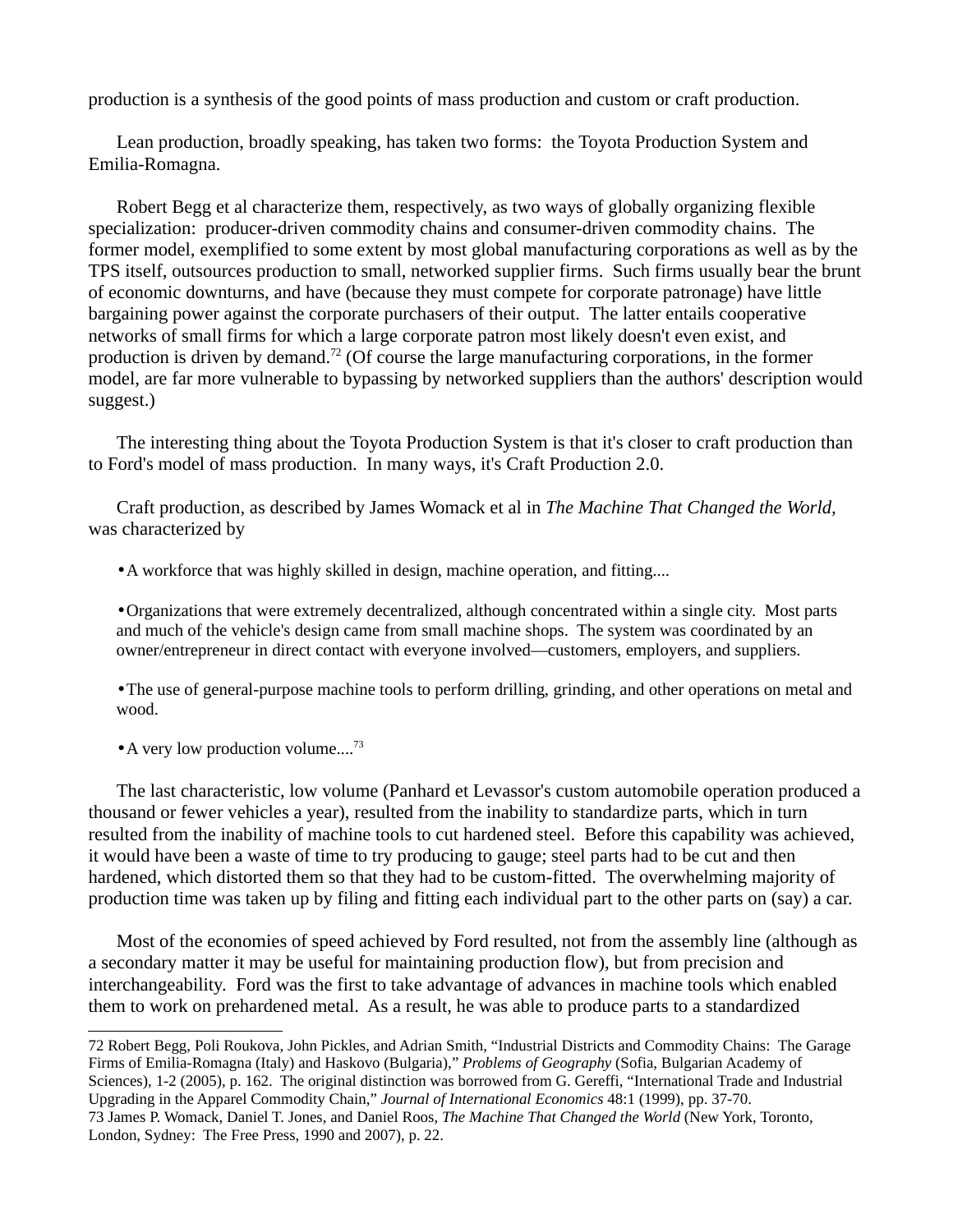production is a synthesis of the good points of mass production and custom or craft production.

Lean production, broadly speaking, has taken two forms: the Toyota Production System and Emilia-Romagna.

Robert Begg et al characterize them, respectively, as two ways of globally organizing flexible specialization: producer-driven commodity chains and consumer-driven commodity chains. The former model, exemplified to some extent by most global manufacturing corporations as well as by the TPS itself, outsources production to small, networked supplier firms. Such firms usually bear the brunt of economic downturns, and have (because they must compete for corporate patronage) have little bargaining power against the corporate purchasers of their output. The latter entails cooperative networks of small firms for which a large corporate patron most likely doesn't even exist, and production is driven by demand.[72] (Of course the large manufacturing corporations, in the former model, are far more vulnerable to bypassing by networked suppliers than the authors' description would suggest.)

The interesting thing about the Toyota Production System is that it's closer to craft production than to Ford's model of mass production. In many ways, it's Craft Production 2.0.

Craft production, as described by James Womack et al in *The Machine That Changed the World,* was characterized by

- A workforce that was highly skilled in design, machine operation, and fitting....
- Organizations that were extremely decentralized, although concentrated within a single city. Most parts and much of the vehicle's design came from small machine shops. The system was coordinated by an owner/entrepreneur in direct contact with everyone involved—customers, employers, and suppliers.
- The use of general-purpose machine tools to perform drilling, grinding, and other operations on metal and wood.
- A very low production volume....[73]

The last characteristic, low volume (Panhard et Levassor's custom automobile operation produced a thousand or fewer vehicles a year), resulted from the inability to standardize parts, which in turn resulted from the inability of machine tools to cut hardened steel. Before this capability was achieved, it would have been a waste of time to try producing to gauge; steel parts had to be cut and then hardened, which distorted them so that they had to be custom-fitted. The overwhelming majority of production time was taken up by filing and fitting each individual part to the other parts on (say) a car.

Most of the economies of speed achieved by Ford resulted, not from the assembly line (although as a secondary matter it may be useful for maintaining production flow), but from precision and interchangeability. Ford was the first to take advantage of advances in machine tools which enabled them to work on prehardened metal. As a result, he was able to produce parts to a standardized

---

72 Robert Begg, Poli Roukova, John Pickles, and Adrian Smith, "Industrial Districts and Commodity Chains: The Garage Firms of Emilia-Romagna (Italy) and Haskovo (Bulgaria)," *Problems of Geography* (Sofia, Bulgarian Academy of Sciences), 1-2 (2005), p. 162. The original distinction was borrowed from G. Gereffi, "International Trade and Industrial Upgrading in the Apparel Commodity Chain," *Journal of International Economics* 48:1 (1999), pp. 37-70.

73 James P. Womack, Daniel T. Jones, and Daniel Roos, *The Machine That Changed the World* (New York, Toronto, London, Sydney: The Free Press, 1990 and 2007), p. 22.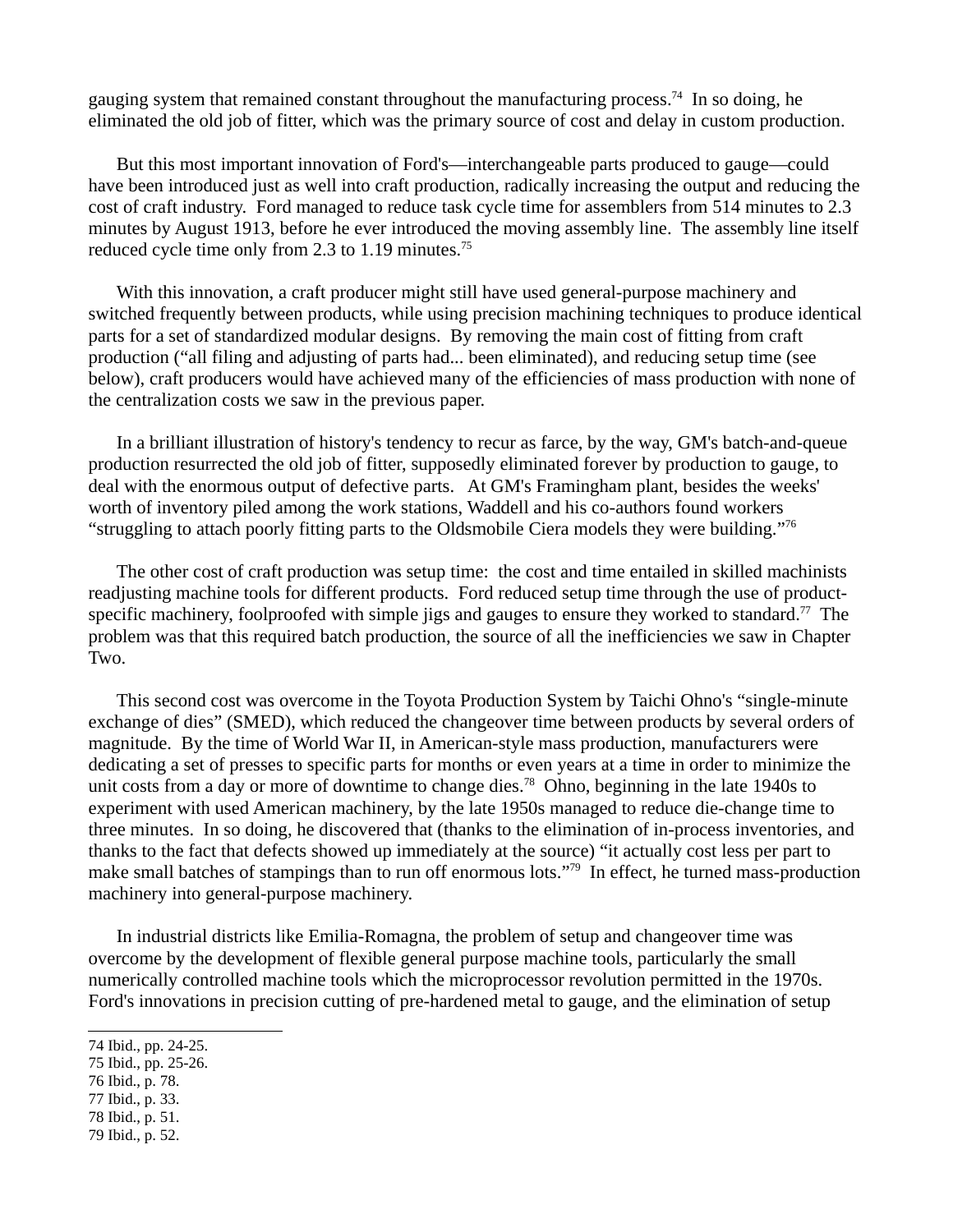gauging system that remained constant throughout the manufacturing process.[74] In so doing, he eliminated the old job of fitter, which was the primary source of cost and delay in custom production.

But this most important innovation of Ford's—interchangeable parts produced to gauge—could have been introduced just as well into craft production, radically increasing the output and reducing the cost of craft industry. Ford managed to reduce task cycle time for assemblers from 514 minutes to 2.3 minutes by August 1913, before he ever introduced the moving assembly line. The assembly line itself reduced cycle time only from 2.3 to 1.19 minutes.[75]

With this innovation, a craft producer might still have used general-purpose machinery and switched frequently between products, while using precision machining techniques to produce identical parts for a set of standardized modular designs. By removing the main cost of fitting from craft production ("all filing and adjusting of parts had... been eliminated), and reducing setup time (see below), craft producers would have achieved many of the efficiencies of mass production with none of the centralization costs we saw in the previous paper.

In a brilliant illustration of history's tendency to recur as farce, by the way, GM's batch-and-queue production resurrected the old job of fitter, supposedly eliminated forever by production to gauge, to deal with the enormous output of defective parts. At GM's Framingham plant, besides the weeks' worth of inventory piled among the work stations, Waddell and his co-authors found workers "struggling to attach poorly fitting parts to the Oldsmobile Ciera models they were building."[76]

The other cost of craft production was setup time: the cost and time entailed in skilled machinists readjusting machine tools for different products. Ford reduced setup time through the use of product-specific machinery, foolproofed with simple jigs and gauges to ensure they worked to standard.[77] The problem was that this required batch production, the source of all the inefficiencies we saw in Chapter Two.

This second cost was overcome in the Toyota Production System by Taichi Ohno's "single-minute exchange of dies" (SMED), which reduced the changeover time between products by several orders of magnitude. By the time of World War II, in American-style mass production, manufacturers were dedicating a set of presses to specific parts for months or even years at a time in order to minimize the unit costs from a day or more of downtime to change dies.[78] Ohno, beginning in the late 1940s to experiment with used American machinery, by the late 1950s managed to reduce die-change time to three minutes. In so doing, he discovered that (thanks to the elimination of in-process inventories, and thanks to the fact that defects showed up immediately at the source) "it actually cost less per part to make small batches of stampings than to run off enormous lots."[79] In effect, he turned mass-production machinery into general-purpose machinery.

In industrial districts like Emilia-Romagna, the problem of setup and changeover time was overcome by the development of flexible general purpose machine tools, particularly the small numerically controlled machine tools which the microprocessor revolution permitted in the 1970s. Ford's innovations in precision cutting of pre-hardened metal to gauge, and the elimination of setup

---

74 Ibid., pp. 24-25.

75 Ibid., pp. 25-26.

76 Ibid., p. 78.

77 Ibid., p. 33.

78 Ibid., p. 51.

79 Ibid., p. 52.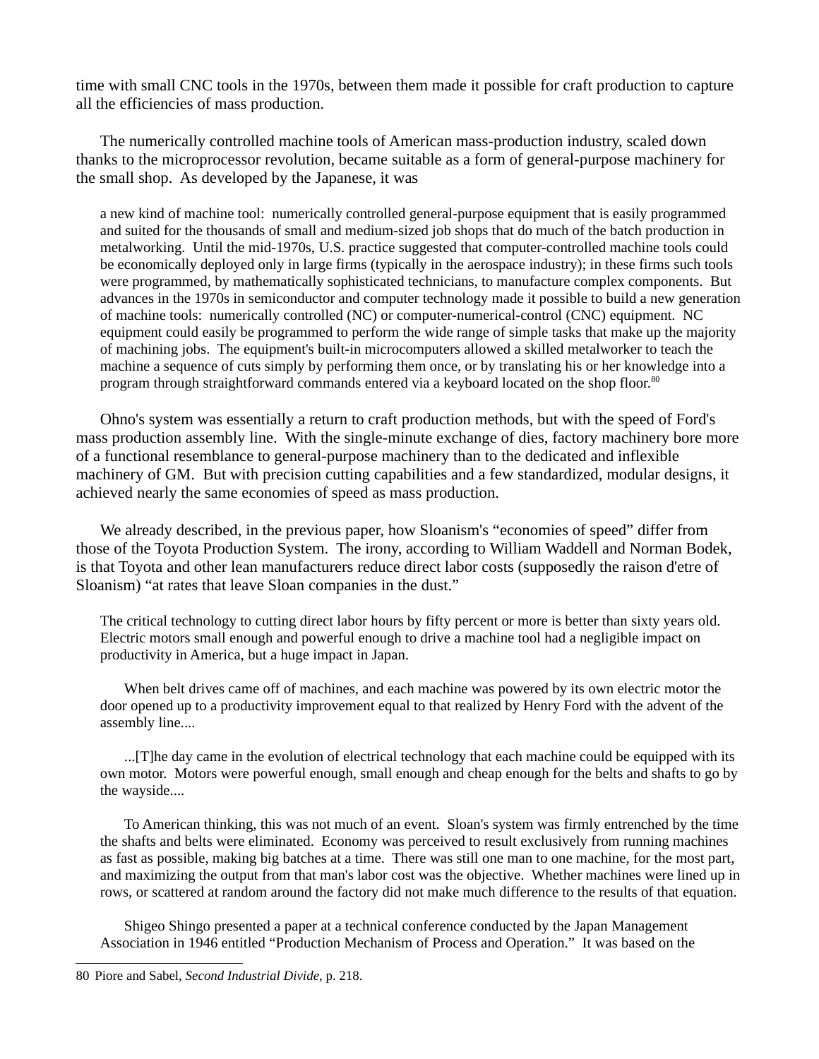time with small CNC tools in the 1970s, between them made it possible for craft production to capture all the efficiencies of mass production.

The numerically controlled machine tools of American mass-production industry, scaled down thanks to the microprocessor revolution, became suitable as a form of general-purpose machinery for the small shop. As developed by the Japanese, it was

> a new kind of machine tool: numerically controlled general-purpose equipment that is easily programmed and suited for the thousands of small and medium-sized job shops that do much of the batch production in metalworking. Until the mid-1970s, U.S. practice suggested that computer-controlled machine tools could be economically deployed only in large firms (typically in the aerospace industry); in these firms such tools were programmed, by mathematically sophisticated technicians, to manufacture complex components. But advances in the 1970s in semiconductor and computer technology made it possible to build a new generation of machine tools: numerically controlled (NC) or computer-numerical-control (CNC) equipment. NC equipment could easily be programmed to perform the wide range of simple tasks that make up the majority of machining jobs. The equipment's built-in microcomputers allowed a skilled metalworker to teach the machine a sequence of cuts simply by performing them once, or by translating his or her knowledge into a program through straightforward commands entered via a keyboard located on the shop floor.[80]

Ohno's system was essentially a return to craft production methods, but with the speed of Ford's mass production assembly line. With the single-minute exchange of dies, factory machinery bore more of a functional resemblance to general-purpose machinery than to the dedicated and inflexible machinery of GM. But with precision cutting capabilities and a few standardized, modular designs, it achieved nearly the same economies of speed as mass production.

We already described, in the previous paper, how Sloanism's "economies of speed" differ from those of the Toyota Production System. The irony, according to William Waddell and Norman Bodek, is that Toyota and other lean manufacturers reduce direct labor costs (supposedly the raison d'etre of Sloanism) "at rates that leave Sloan companies in the dust."

> The critical technology to cutting direct labor hours by fifty percent or more is better than sixty years old. Electric motors small enough and powerful enough to drive a machine tool had a negligible impact on productivity in America, but a huge impact in Japan.
>
> When belt drives came off of machines, and each machine was powered by its own electric motor the door opened up to a productivity improvement equal to that realized by Henry Ford with the advent of the assembly line....
>
> ...[T]he day came in the evolution of electrical technology that each machine could be equipped with its own motor. Motors were powerful enough, small enough and cheap enough for the belts and shafts to go by the wayside....
>
> To American thinking, this was not much of an event. Sloan's system was firmly entrenched by the time the shafts and belts were eliminated. Economy was perceived to result exclusively from running machines as fast as possible, making big batches at a time. There was still one man to one machine, for the most part, and maximizing the output from that man's labor cost was the objective. Whether machines were lined up in rows, or scattered at random around the factory did not make much difference to the results of that equation.
>
> Shigeo Shingo presented a paper at a technical conference conducted by the Japan Management Association in 1946 entitled "Production Mechanism of Process and Operation." It was based on the

80 Piore and Sabel, *Second Industrial Divide*, p. 218.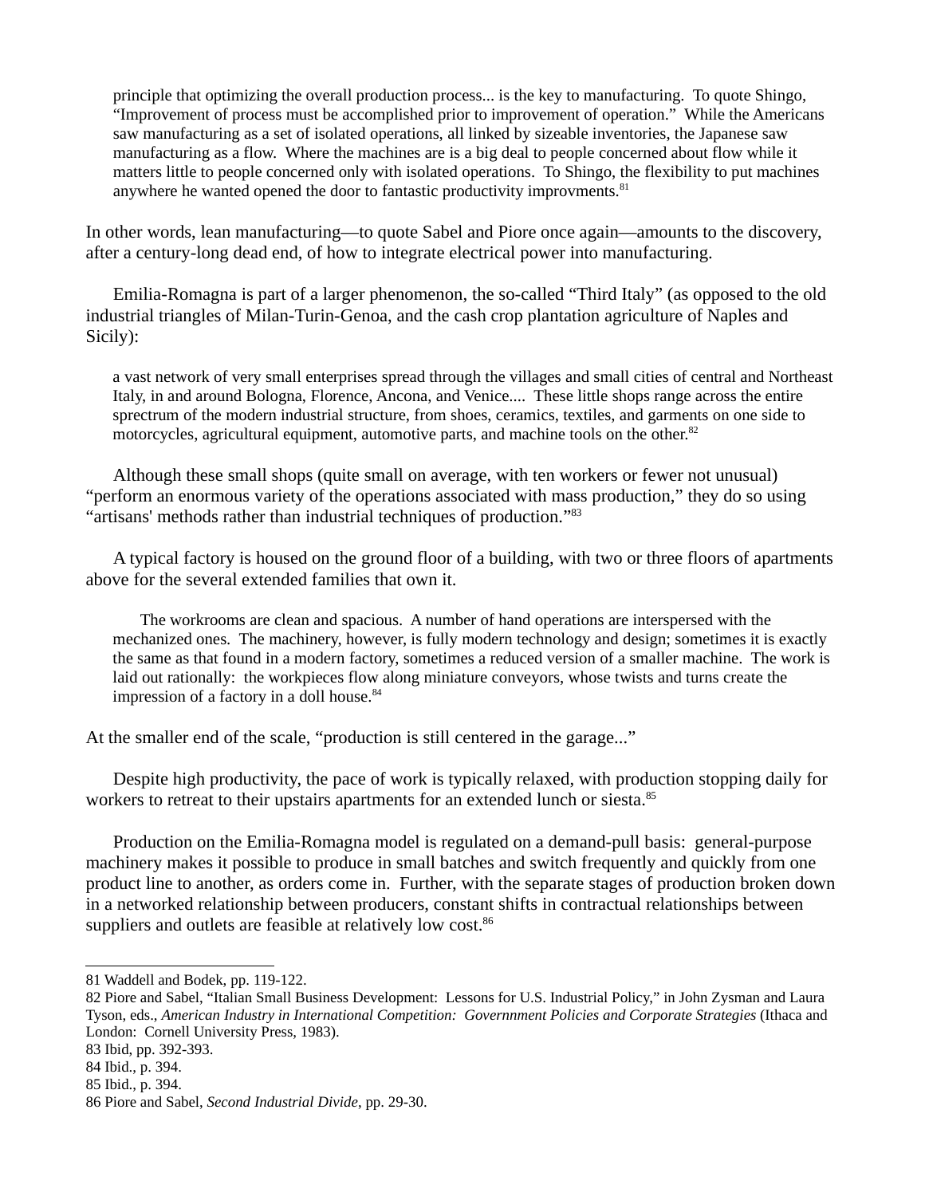> principle that optimizing the overall production process... is the key to manufacturing. To quote Shingo, "Improvement of process must be accomplished prior to improvement of operation." While the Americans saw manufacturing as a set of isolated operations, all linked by sizeable inventories, the Japanese saw manufacturing as a flow. Where the machines are is a big deal to people concerned about flow while it matters little to people concerned only with isolated operations. To Shingo, the flexibility to put machines anywhere he wanted opened the door to fantastic productivity improvments.[81]

In other words, lean manufacturing—to quote Sabel and Piore once again—amounts to the discovery, after a century-long dead end, of how to integrate electrical power into manufacturing.

Emilia-Romagna is part of a larger phenomenon, the so-called "Third Italy" (as opposed to the old industrial triangles of Milan-Turin-Genoa, and the cash crop plantation agriculture of Naples and Sicily):

> a vast network of very small enterprises spread through the villages and small cities of central and Northeast Italy, in and around Bologna, Florence, Ancona, and Venice.... These little shops range across the entire sprectrum of the modern industrial structure, from shoes, ceramics, textiles, and garments on one side to motorcycles, agricultural equipment, automotive parts, and machine tools on the other.[82]

Although these small shops (quite small on average, with ten workers or fewer not unusual) "perform an enormous variety of the operations associated with mass production," they do so using "artisans' methods rather than industrial techniques of production."[83]

A typical factory is housed on the ground floor of a building, with two or three floors of apartments above for the several extended families that own it.

> The workrooms are clean and spacious. A number of hand operations are interspersed with the mechanized ones. The machinery, however, is fully modern technology and design; sometimes it is exactly the same as that found in a modern factory, sometimes a reduced version of a smaller machine. The work is laid out rationally: the workpieces flow along miniature conveyors, whose twists and turns create the impression of a factory in a doll house.[84]

At the smaller end of the scale, "production is still centered in the garage..."

Despite high productivity, the pace of work is typically relaxed, with production stopping daily for workers to retreat to their upstairs apartments for an extended lunch or siesta.[85]

Production on the Emilia-Romagna model is regulated on a demand-pull basis: general-purpose machinery makes it possible to produce in small batches and switch frequently and quickly from one product line to another, as orders come in. Further, with the separate stages of production broken down in a networked relationship between producers, constant shifts in contractual relationships between suppliers and outlets are feasible at relatively low cost.[86]

---

81 Waddell and Bodek, pp. 119-122.

82 Piore and Sabel, "Italian Small Business Development: Lessons for U.S. Industrial Policy," in John Zysman and Laura Tyson, eds., *American Industry in International Competition: Governnment Policies and Corporate Strategies* (Ithaca and London: Cornell University Press, 1983).

83 Ibid, pp. 392-393.

84 Ibid., p. 394.

85 Ibid., p. 394.

86 Piore and Sabel, *Second Industrial Divide*, pp. 29-30.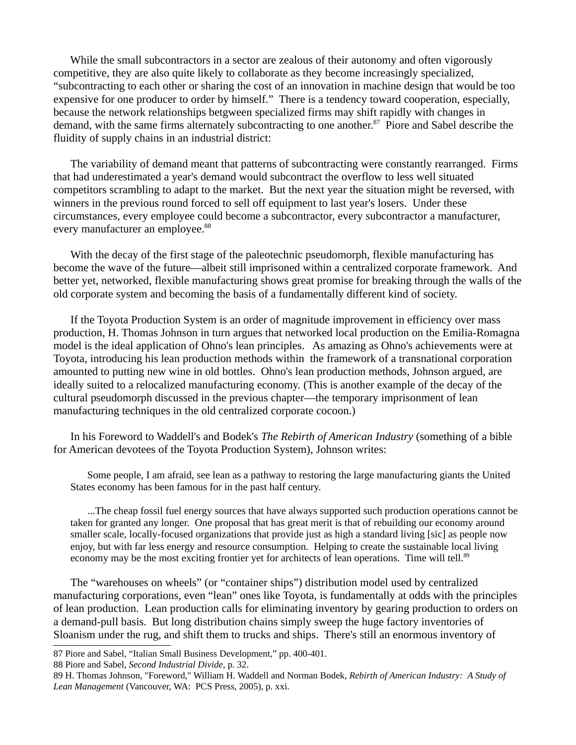While the small subcontractors in a sector are zealous of their autonomy and often vigorously competitive, they are also quite likely to collaborate as they become increasingly specialized, "subcontracting to each other or sharing the cost of an innovation in machine design that would be too expensive for one producer to order by himself." There is a tendency toward cooperation, especially, because the network relationships betgween specialized firms may shift rapidly with changes in demand, with the same firms alternately subcontracting to one another.[87] Piore and Sabel describe the fluidity of supply chains in an industrial district:

> The variability of demand meant that patterns of subcontracting were constantly rearranged. Firms that had underestimated a year's demand would subcontract the overflow to less well situated competitors scrambling to adapt to the market. But the next year the situation might be reversed, with winners in the previous round forced to sell off equipment to last year's losers. Under these circumstances, every employee could become a subcontractor, every subcontractor a manufacturer, every manufacturer an employee.[88]

With the decay of the first stage of the paleotechnic pseudomorph, flexible manufacturing has become the wave of the future—albeit still imprisoned within a centralized corporate framework. And better yet, networked, flexible manufacturing shows great promise for breaking through the walls of the old corporate system and becoming the basis of a fundamentally different kind of society.

If the Toyota Production System is an order of magnitude improvement in efficiency over mass production, H. Thomas Johnson in turn argues that networked local production on the Emilia-Romagna model is the ideal application of Ohno's lean principles. As amazing as Ohno's achievements were at Toyota, introducing his lean production methods within the framework of a transnational corporation amounted to putting new wine in old bottles. Ohno's lean production methods, Johnson argued, are ideally suited to a relocalized manufacturing economy. (This is another example of the decay of the cultural pseudomorph discussed in the previous chapter—the temporary imprisonment of lean manufacturing techniques in the old centralized corporate cocoon.)

In his Foreword to Waddell's and Bodek's *The Rebirth of American Industry* (something of a bible for American devotees of the Toyota Production System), Johnson writes:

> Some people, I am afraid, see lean as a pathway to restoring the large manufacturing giants the United States economy has been famous for in the past half century.
>
> ...The cheap fossil fuel energy sources that have always supported such production operations cannot be taken for granted any longer. One proposal that has great merit is that of rebuilding our economy around smaller scale, locally-focused organizations that provide just as high a standard living [sic] as people now enjoy, but with far less energy and resource consumption. Helping to create the sustainable local living economy may be the most exciting frontier yet for architects of lean operations. Time will tell.[89]

The "warehouses on wheels" (or "container ships") distribution model used by centralized manufacturing corporations, even "lean" ones like Toyota, is fundamentally at odds with the principles of lean production. Lean production calls for eliminating inventory by gearing production to orders on a demand-pull basis. But long distribution chains simply sweep the huge factory inventories of Sloanism under the rug, and shift them to trucks and ships. There's still an enormous inventory of

---

87 Piore and Sabel, "Italian Small Business Development," pp. 400-401.

88 Piore and Sabel, *Second Industrial Divide*, p. 32.

89 H. Thomas Johnson, "Foreword," William H. Waddell and Norman Bodek, *Rebirth of American Industry: A Study of Lean Management* (Vancouver, WA: PCS Press, 2005), p. xxi.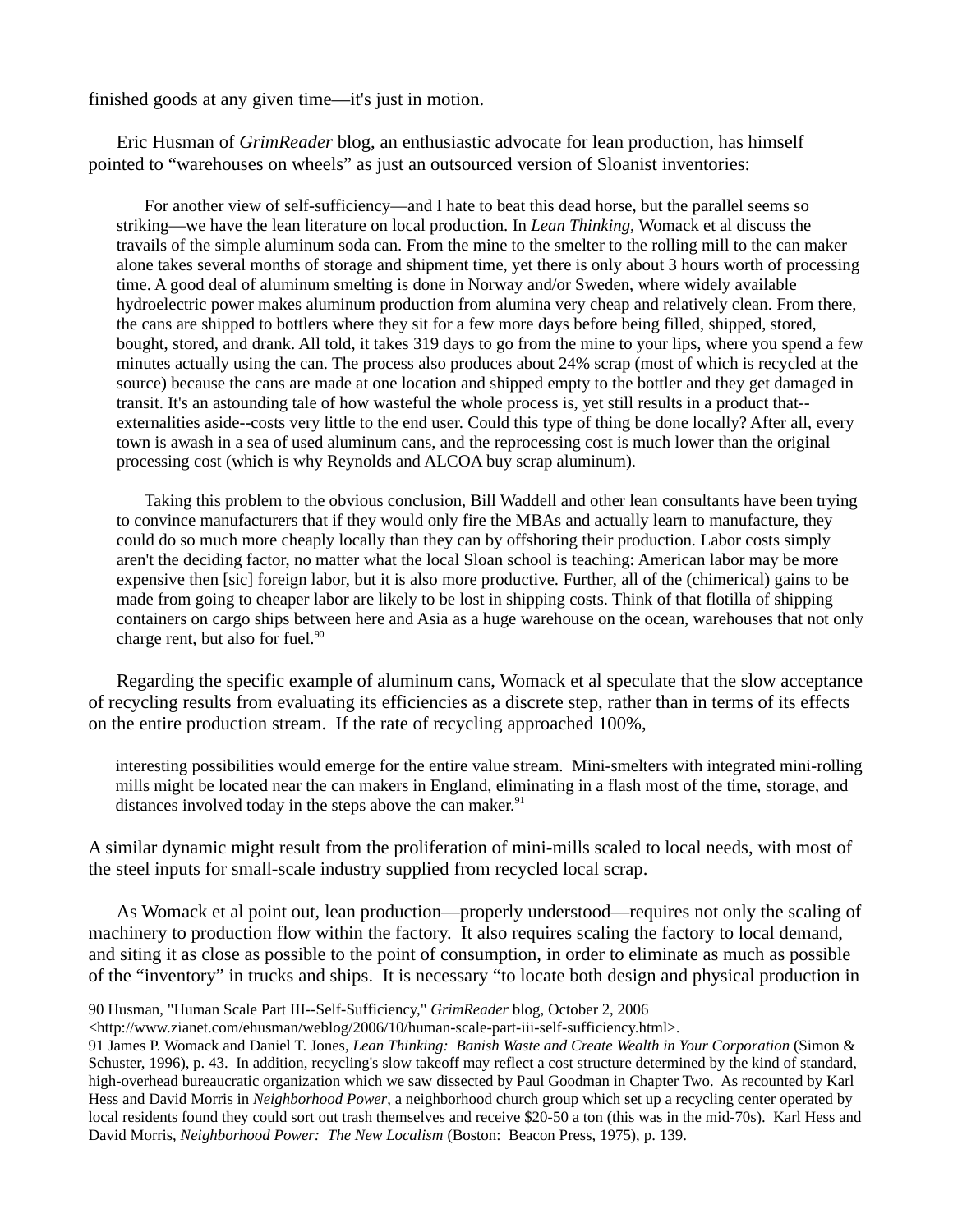finished goods at any given time—it's just in motion.

Eric Husman of *GrimReader* blog, an enthusiastic advocate for lean production, has himself pointed to "warehouses on wheels" as just an outsourced version of Sloanist inventories:

> For another view of self-sufficiency—and I hate to beat this dead horse, but the parallel seems so striking—we have the lean literature on local production. In *Lean Thinking*, Womack et al discuss the travails of the simple aluminum soda can. From the mine to the smelter to the rolling mill to the can maker alone takes several months of storage and shipment time, yet there is only about 3 hours worth of processing time. A good deal of aluminum smelting is done in Norway and/or Sweden, where widely available hydroelectric power makes aluminum production from alumina very cheap and relatively clean. From there, the cans are shipped to bottlers where they sit for a few more days before being filled, shipped, stored, bought, stored, and drank. All told, it takes 319 days to go from the mine to your lips, where you spend a few minutes actually using the can. The process also produces about 24% scrap (most of which is recycled at the source) because the cans are made at one location and shipped empty to the bottler and they get damaged in transit. It's an astounding tale of how wasteful the whole process is, yet still results in a product that--externalities aside--costs very little to the end user. Could this type of thing be done locally? After all, every town is awash in a sea of used aluminum cans, and the reprocessing cost is much lower than the original processing cost (which is why Reynolds and ALCOA buy scrap aluminum).
>
> Taking this problem to the obvious conclusion, Bill Waddell and other lean consultants have been trying to convince manufacturers that if they would only fire the MBAs and actually learn to manufacture, they could do so much more cheaply locally than they can by offshoring their production. Labor costs simply aren't the deciding factor, no matter what the local Sloan school is teaching: American labor may be more expensive then [sic] foreign labor, but it is also more productive. Further, all of the (chimerical) gains to be made from going to cheaper labor are likely to be lost in shipping costs. Think of that flotilla of shipping containers on cargo ships between here and Asia as a huge warehouse on the ocean, warehouses that not only charge rent, but also for fuel.[90]

Regarding the specific example of aluminum cans, Womack et al speculate that the slow acceptance of recycling results from evaluating its efficiencies as a discrete step, rather than in terms of its effects on the entire production stream. If the rate of recycling approached 100%,

> interesting possibilities would emerge for the entire value stream. Mini-smelters with integrated mini-rolling mills might be located near the can makers in England, eliminating in a flash most of the time, storage, and distances involved today in the steps above the can maker.[91]

A similar dynamic might result from the proliferation of mini-mills scaled to local needs, with most of the steel inputs for small-scale industry supplied from recycled local scrap.

As Womack et al point out, lean production—properly understood—requires not only the scaling of machinery to production flow within the factory. It also requires scaling the factory to local demand, and siting it as close as possible to the point of consumption, in order to eliminate as much as possible of the "inventory" in trucks and ships. It is necessary "to locate both design and physical production in

---

90 Husman, "Human Scale Part III--Self-Sufficiency," *GrimReader* blog, October 2, 2006 <http://www.zianet.com/ehusman/weblog/2006/10/human-scale-part-iii-self-sufficiency.html>.

91 James P. Womack and Daniel T. Jones, *Lean Thinking: Banish Waste and Create Wealth in Your Corporation* (Simon & Schuster, 1996), p. 43. In addition, recycling's slow takeoff may reflect a cost structure determined by the kind of standard, high-overhead bureaucratic organization which we saw dissected by Paul Goodman in Chapter Two. As recounted by Karl Hess and David Morris in *Neighborhood Power*, a neighborhood church group which set up a recycling center operated by local residents found they could sort out trash themselves and receive $20-50 a ton (this was in the mid-70s). Karl Hess and David Morris, *Neighborhood Power: The New Localism* (Boston: Beacon Press, 1975), p. 139.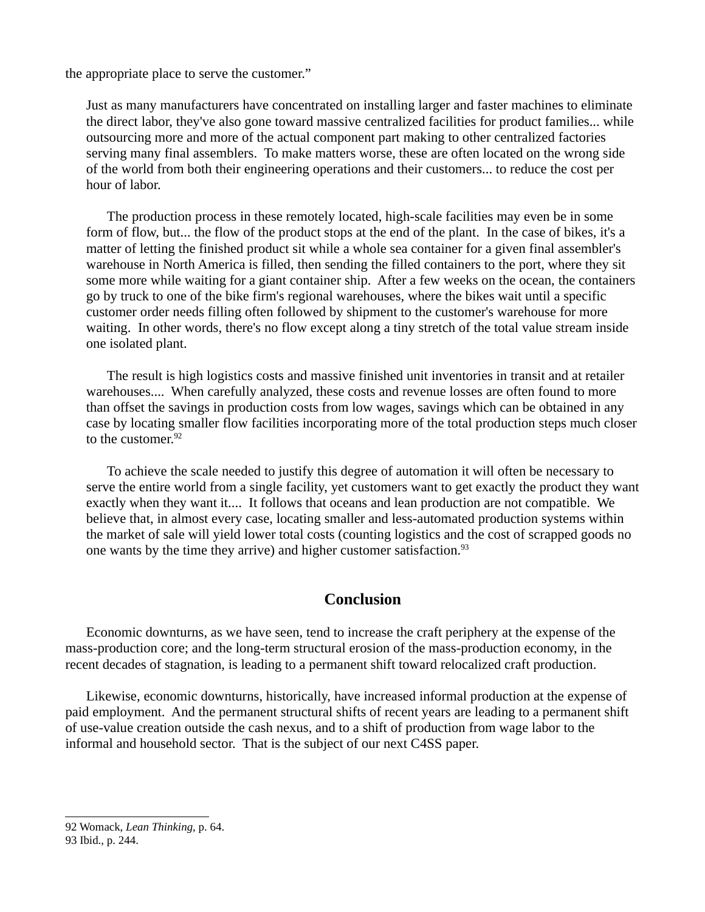the appropriate place to serve the customer."

> Just as many manufacturers have concentrated on installing larger and faster machines to eliminate the direct labor, they've also gone toward massive centralized facilities for product families... while outsourcing more and more of the actual component part making to other centralized factories serving many final assemblers. To make matters worse, these are often located on the wrong side of the world from both their engineering operations and their customers... to reduce the cost per hour of labor.
>
> The production process in these remotely located, high-scale facilities may even be in some form of flow, but... the flow of the product stops at the end of the plant. In the case of bikes, it's a matter of letting the finished product sit while a whole sea container for a given final assembler's warehouse in North America is filled, then sending the filled containers to the port, where they sit some more while waiting for a giant container ship. After a few weeks on the ocean, the containers go by truck to one of the bike firm's regional warehouses, where the bikes wait until a specific customer order needs filling often followed by shipment to the customer's warehouse for more waiting. In other words, there's no flow except along a tiny stretch of the total value stream inside one isolated plant.
>
> The result is high logistics costs and massive finished unit inventories in transit and at retailer warehouses.... When carefully analyzed, these costs and revenue losses are often found to more than offset the savings in production costs from low wages, savings which can be obtained in any case by locating smaller flow facilities incorporating more of the total production steps much closer to the customer.[92]
>
> To achieve the scale needed to justify this degree of automation it will often be necessary to serve the entire world from a single facility, yet customers want to get exactly the product they want exactly when they want it.... It follows that oceans and lean production are not compatible. We believe that, in almost every case, locating smaller and less-automated production systems within the market of sale will yield lower total costs (counting logistics and the cost of scrapped goods no one wants by the time they arrive) and higher customer satisfaction.[93]

## Conclusion

Economic downturns, as we have seen, tend to increase the craft periphery at the expense of the mass-production core; and the long-term structural erosion of the mass-production economy, in the recent decades of stagnation, is leading to a permanent shift toward relocalized craft production.

Likewise, economic downturns, historically, have increased informal production at the expense of paid employment. And the permanent structural shifts of recent years are leading to a permanent shift of use-value creation outside the cash nexus, and to a shift of production from wage labor to the informal and household sector. That is the subject of our next C4SS paper.

---

92 Womack, *Lean Thinking*, p. 64.

93 Ibid., p. 244.